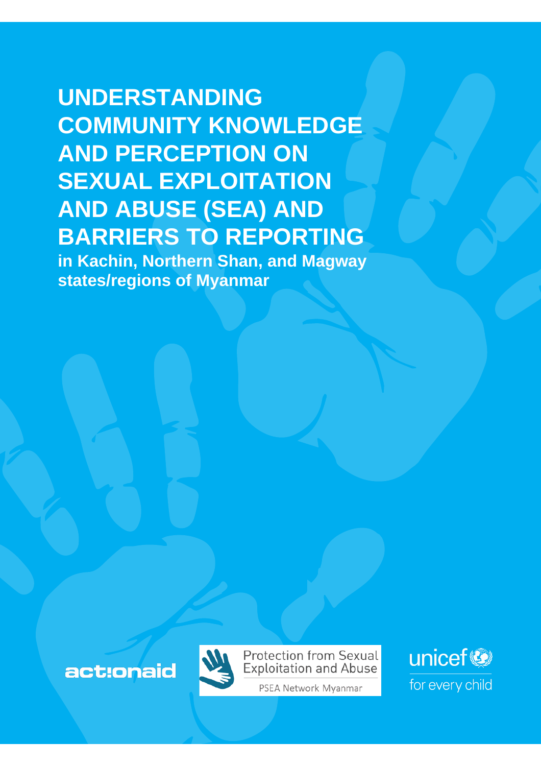# UNDERSTANDING COMMUNITY KNOWLEDGE AND PERCEPTION ON SEXUAL EXPLOITATION AND ABUSE (SEA) AND BARRIERS TO REPORTING

**in Kachin, Northern Shan, and Magway states/regions of Myanmar**

actionaid

Protection from Sexual Exploitation and Abuse

PSEA Network Myanmar

unicef

for every child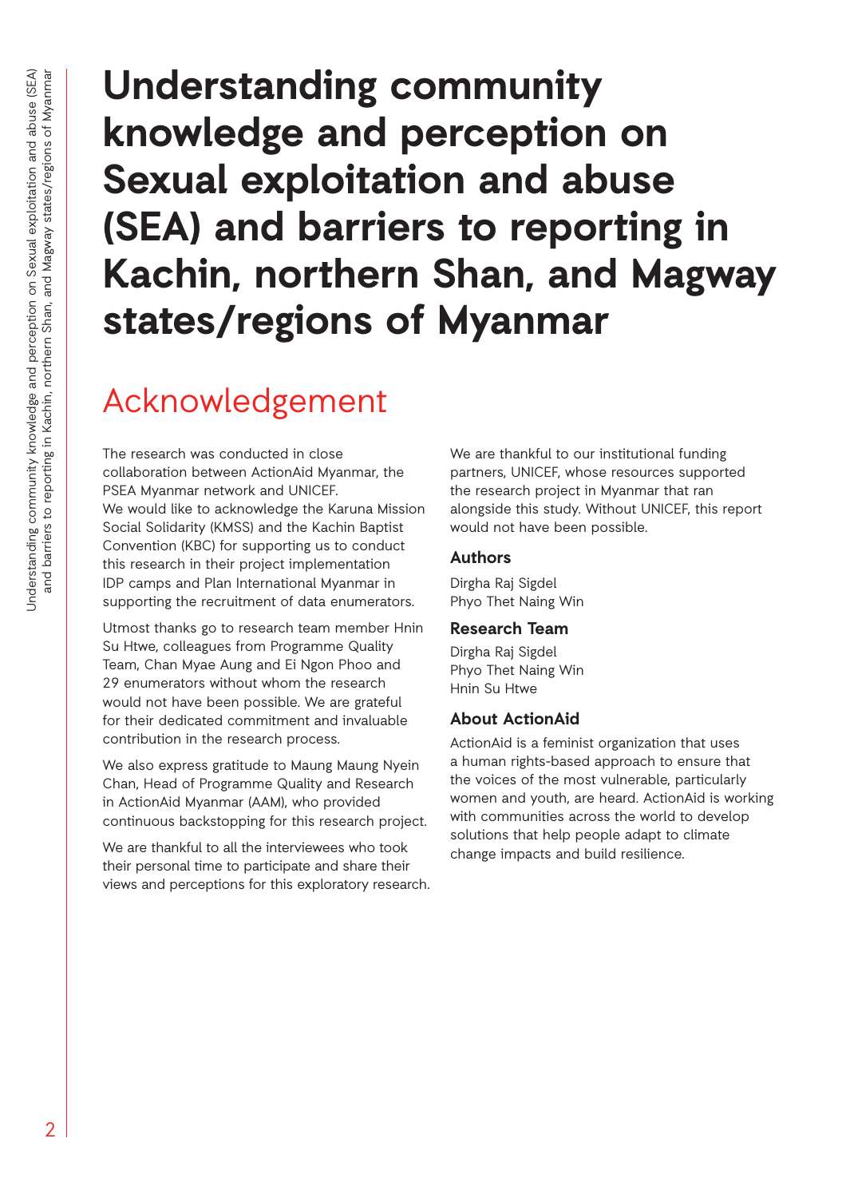# Understanding community knowledge and perception on Sexual exploitation and abuse (SEA) and barriers to reporting in Kachin, northern Shan, and Magway states/regions of Myanmar

## Acknowledgement

The research was conducted in close collaboration between ActionAid Myanmar, the PSEA Myanmar network and UNICEF.
We would like to acknowledge the Karuna Mission Social Solidarity (KMSS) and the Kachin Baptist Convention (KBC) for supporting us to conduct this research in their project implementation IDP camps and Plan International Myanmar in supporting the recruitment of data enumerators.

Utmost thanks go to research team member Hnin Su Htwe, colleagues from Programme Quality Team, Chan Myae Aung and Ei Ngon Phoo and 29 enumerators without whom the research would not have been possible. We are grateful for their dedicated commitment and invaluable contribution in the research process.

We also express gratitude to Maung Maung Nyein Chan, Head of Programme Quality and Research in ActionAid Myanmar (AAM), who provided continuous backstopping for this research project.

We are thankful to all the interviewees who took their personal time to participate and share their views and perceptions for this exploratory research.

We are thankful to our institutional funding partners, UNICEF, whose resources supported the research project in Myanmar that ran alongside this study. Without UNICEF, this report would not have been possible.

### Authors

Dirgha Raj Sigdel
Phyo Thet Naing Win

### Research Team

Dirgha Raj Sigdel
Phyo Thet Naing Win
Hnin Su Htwe

### About ActionAid

ActionAid is a feminist organization that uses a human rights-based approach to ensure that the voices of the most vulnerable, particularly women and youth, are heard. ActionAid is working with communities across the world to develop solutions that help people adapt to climate change impacts and build resilience.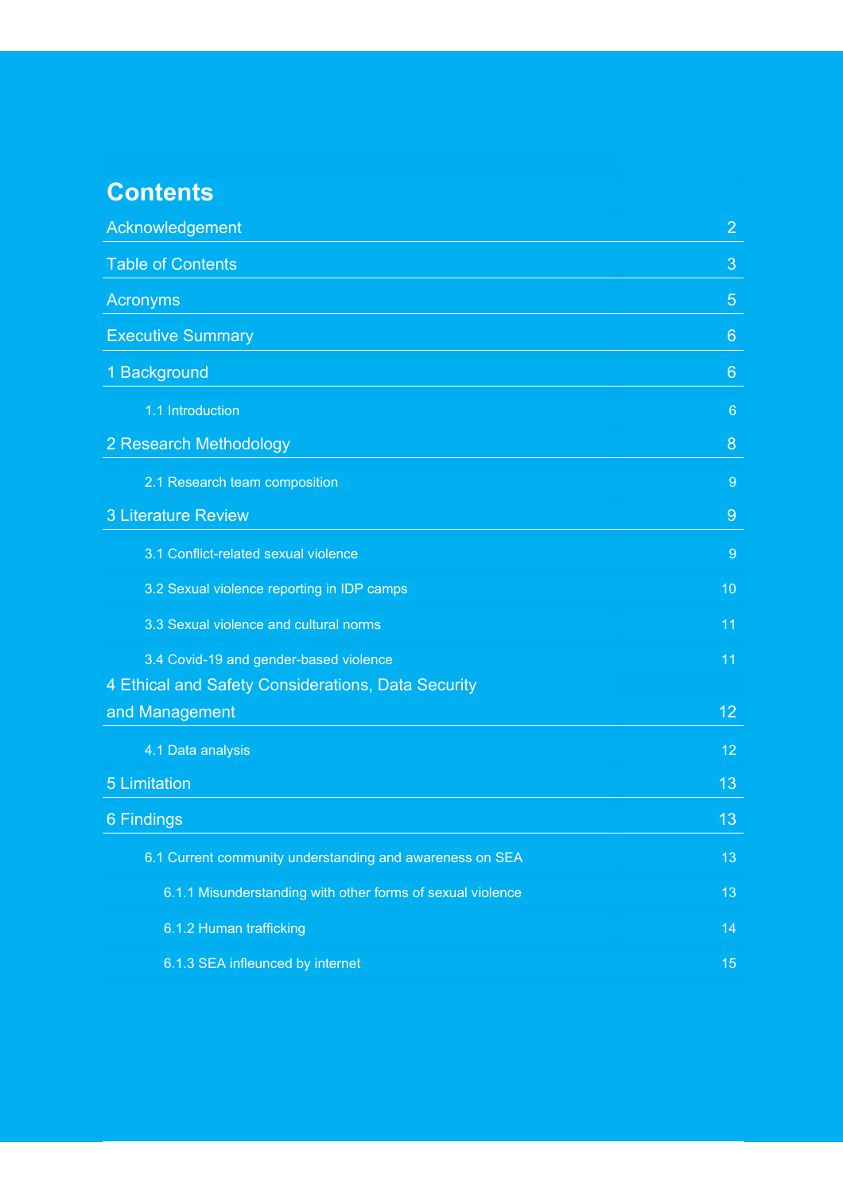# Contents

| | |
|---|---|
| Acknowledgement | 2 |
| Table of Contents | 3 |
| Acronyms | 5 |
| Executive Summary | 6 |
| 1 Background | 6 |
| 1.1 Introduction | 6 |
| 2 Research Methodology | 8 |
| 2.1 Research team composition | 9 |
| 3 Literature Review | 9 |
| 3.1 Conflict-related sexual violence | 9 |
| 3.2 Sexual violence reporting in IDP camps | 10 |
| 3.3 Sexual violence and cultural norms | 11 |
| 3.4 Covid-19 and gender-based violence | 11 |
| 4 Ethical and Safety Considerations, Data Security and Management | 12 |
| 4.1 Data analysis | 12 |
| 5 Limitation | 13 |
| 6 Findings | 13 |
| 6.1 Current community understanding and awareness on SEA | 13 |
| 6.1.1 Misunderstanding with other forms of sexual violence | 13 |
| 6.1.2 Human trafficking | 14 |
| 6.1.3 SEA infleunced by internet | 15 |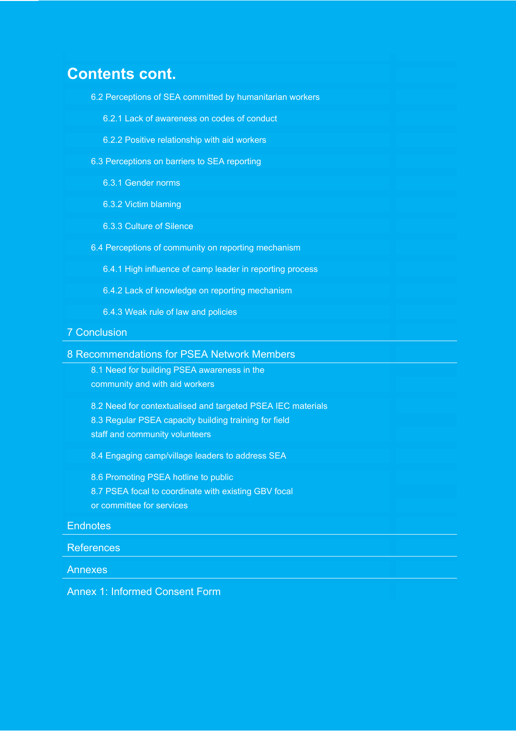## Contents cont.

- 6.2 Perceptions of SEA committed by humanitarian workers
  - 6.2.1 Lack of awareness on codes of conduct
  - 6.2.2 Positive relationship with aid workers
- 6.3 Perceptions on barriers to SEA reporting
  - 6.3.1 Gender norms
  - 6.3.2 Victim blaming
  - 6.3.3 Culture of Silence
- 6.4 Perceptions of community on reporting mechanism
  - 6.4.1 High influence of camp leader in reporting process
  - 6.4.2 Lack of knowledge on reporting mechanism
  - 6.4.3 Weak rule of law and policies

7 Conclusion

8 Recommendations for PSEA Network Members

- 8.1 Need for building PSEA awareness in the community and with aid workers
- 8.2 Need for contextualised and targeted PSEA IEC materials
- 8.3 Regular PSEA capacity building training for field staff and community volunteers
- 8.4 Engaging camp/village leaders to address SEA
- 8.6 Promoting PSEA hotline to public
- 8.7 PSEA focal to coordinate with existing GBV focal or committee for services

Endnotes

References

Annexes

Annex 1: Informed Consent Form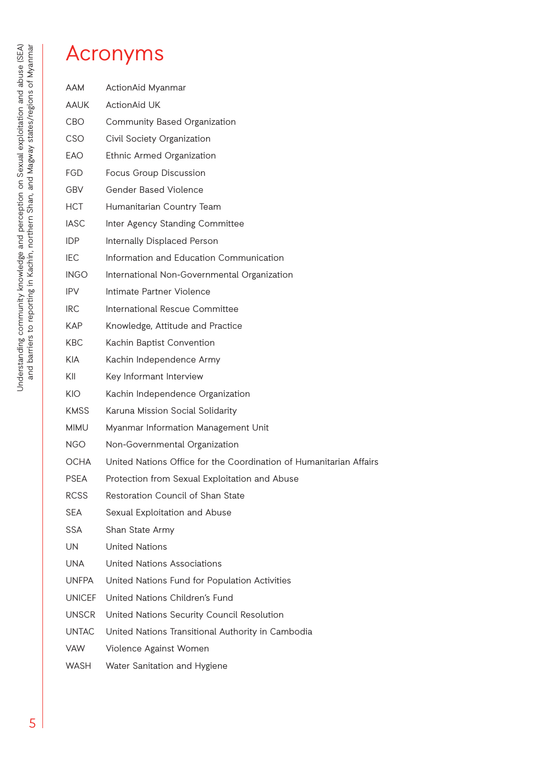# Acronyms

| | |
|---|---|
| AAM | ActionAid Myanmar |
| AAUK | ActionAid UK |
| CBO | Community Based Organization |
| CSO | Civil Society Organization |
| EAO | Ethnic Armed Organization |
| FGD | Focus Group Discussion |
| GBV | Gender Based Violence |
| HCT | Humanitarian Country Team |
| IASC | Inter Agency Standing Committee |
| IDP | Internally Displaced Person |
| IEC | Information and Education Communication |
| INGO | International Non-Governmental Organization |
| IPV | Intimate Partner Violence |
| IRC | International Rescue Committee |
| KAP | Knowledge, Attitude and Practice |
| KBC | Kachin Baptist Convention |
| KIA | Kachin Independence Army |
| KII | Key Informant Interview |
| KIO | Kachin Independence Organization |
| KMSS | Karuna Mission Social Solidarity |
| MIMU | Myanmar Information Management Unit |
| NGO | Non-Governmental Organization |
| OCHA | United Nations Office for the Coordination of Humanitarian Affairs |
| PSEA | Protection from Sexual Exploitation and Abuse |
| RCSS | Restoration Council of Shan State |
| SEA | Sexual Exploitation and Abuse |
| SSA | Shan State Army |
| UN | United Nations |
| UNA | United Nations Associations |
| UNFPA | United Nations Fund for Population Activities |
| UNICEF | United Nations Children's Fund |
| UNSCR | United Nations Security Council Resolution |
| UNTAC | United Nations Transitional Authority in Cambodia |
| VAW | Violence Against Women |
| WASH | Water Sanitation and Hygiene |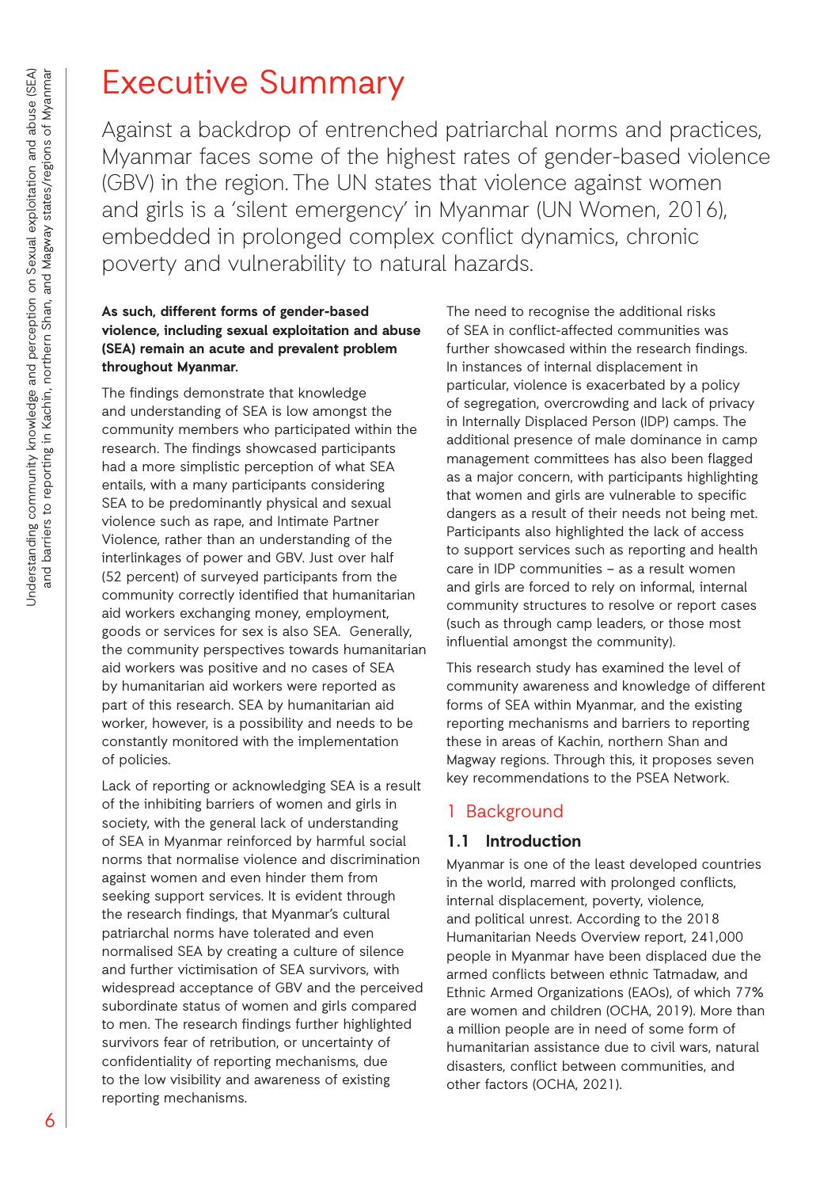# Executive Summary

Against a backdrop of entrenched patriarchal norms and practices, Myanmar faces some of the highest rates of gender-based violence (GBV) in the region. The UN states that violence against women and girls is a 'silent emergency' in Myanmar (UN Women, 2016), embedded in prolonged complex conflict dynamics, chronic poverty and vulnerability to natural hazards.

**As such, different forms of gender-based violence, including sexual exploitation and abuse (SEA) remain an acute and prevalent problem throughout Myanmar.**

The findings demonstrate that knowledge and understanding of SEA is low amongst the community members who participated within the research. The findings showcased participants had a more simplistic perception of what SEA entails, with a many participants considering SEA to be predominantly physical and sexual violence such as rape, and Intimate Partner Violence, rather than an understanding of the interlinkages of power and GBV. Just over half (52 percent) of surveyed participants from the community correctly identified that humanitarian aid workers exchanging money, employment, goods or services for sex is also SEA. Generally, the community perspectives towards humanitarian aid workers was positive and no cases of SEA by humanitarian aid workers were reported as part of this research. SEA by humanitarian aid worker, however, is a possibility and needs to be constantly monitored with the implementation of policies.

Lack of reporting or acknowledging SEA is a result of the inhibiting barriers of women and girls in society, with the general lack of understanding of SEA in Myanmar reinforced by harmful social norms that normalise violence and discrimination against women and even hinder them from seeking support services. It is evident through the research findings, that Myanmar's cultural patriarchal norms have tolerated and even normalised SEA by creating a culture of silence and further victimisation of SEA survivors, with widespread acceptance of GBV and the perceived subordinate status of women and girls compared to men. The research findings further highlighted survivors fear of retribution, or uncertainty of confidentiality of reporting mechanisms, due to the low visibility and awareness of existing reporting mechanisms.

The need to recognise the additional risks of SEA in conflict-affected communities was further showcased within the research findings. In instances of internal displacement in particular, violence is exacerbated by a policy of segregation, overcrowding and lack of privacy in Internally Displaced Person (IDP) camps. The additional presence of male dominance in camp management committees has also been flagged as a major concern, with participants highlighting that women and girls are vulnerable to specific dangers as a result of their needs not being met. Participants also highlighted the lack of access to support services such as reporting and health care in IDP communities – as a result women and girls are forced to rely on informal, internal community structures to resolve or report cases (such as through camp leaders, or those most influential amongst the community).

This research study has examined the level of community awareness and knowledge of different forms of SEA within Myanmar, and the existing reporting mechanisms and barriers to reporting these in areas of Kachin, northern Shan and Magway regions. Through this, it proposes seven key recommendations to the PSEA Network.

## 1 Background

### 1.1 Introduction

Myanmar is one of the least developed countries in the world, marred with prolonged conflicts, internal displacement, poverty, violence, and political unrest. According to the 2018 Humanitarian Needs Overview report, 241,000 people in Myanmar have been displaced due the armed conflicts between ethnic Tatmadaw, and Ethnic Armed Organizations (EAOs), of which 77% are women and children (OCHA, 2019). More than a million people are in need of some form of humanitarian assistance due to civil wars, natural disasters, conflict between communities, and other factors (OCHA, 2021).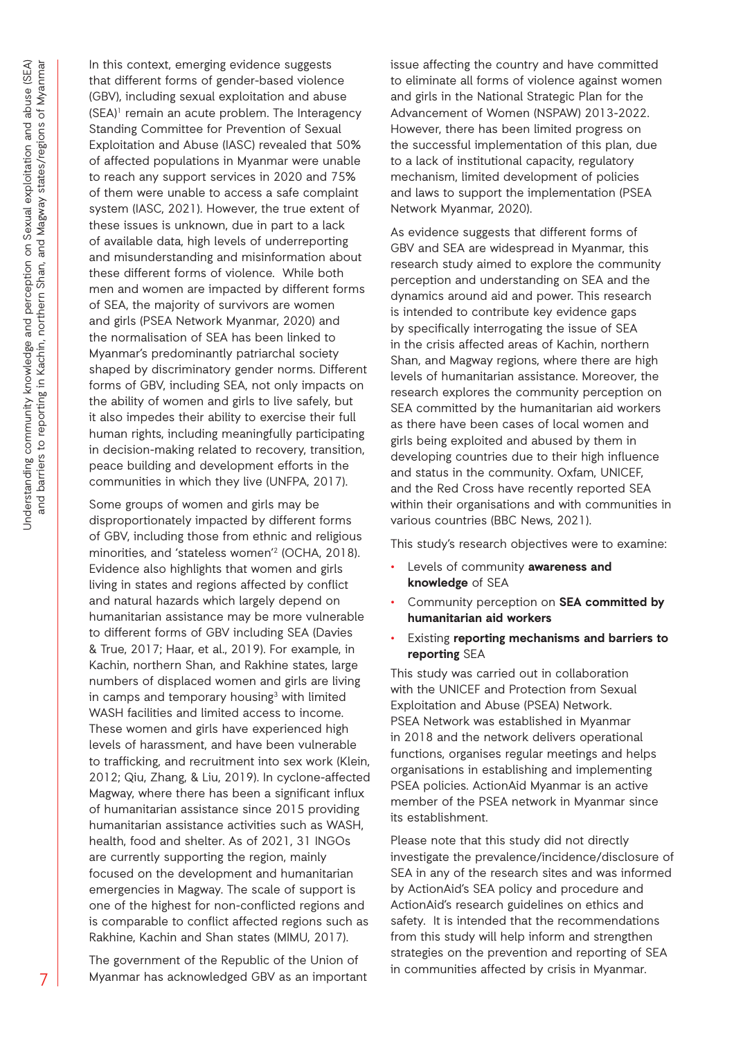In this context, emerging evidence suggests that different forms of gender-based violence (GBV), including sexual exploitation and abuse (SEA)[1] remain an acute problem. The Interagency Standing Committee for Prevention of Sexual Exploitation and Abuse (IASC) revealed that 50% of affected populations in Myanmar were unable to reach any support services in 2020 and 75% of them were unable to access a safe complaint system (IASC, 2021). However, the true extent of these issues is unknown, due in part to a lack of available data, high levels of underreporting and misunderstanding and misinformation about these different forms of violence. While both men and women are impacted by different forms of SEA, the majority of survivors are women and girls (PSEA Network Myanmar, 2020) and the normalisation of SEA has been linked to Myanmar's predominantly patriarchal society shaped by discriminatory gender norms. Different forms of GBV, including SEA, not only impacts on the ability of women and girls to live safely, but it also impedes their ability to exercise their full human rights, including meaningfully participating in decision-making related to recovery, transition, peace building and development efforts in the communities in which they live (UNFPA, 2017).

Some groups of women and girls may be disproportionately impacted by different forms of GBV, including those from ethnic and religious minorities, and 'stateless women'[2] (OCHA, 2018). Evidence also highlights that women and girls living in states and regions affected by conflict and natural hazards which largely depend on humanitarian assistance may be more vulnerable to different forms of GBV including SEA (Davies & True, 2017; Haar, et al., 2019). For example, in Kachin, northern Shan, and Rakhine states, large numbers of displaced women and girls are living in camps and temporary housing[3] with limited WASH facilities and limited access to income. These women and girls have experienced high levels of harassment, and have been vulnerable to trafficking, and recruitment into sex work (Klein, 2012; Qiu, Zhang, & Liu, 2019). In cyclone-affected Magway, where there has been a significant influx of humanitarian assistance since 2015 providing humanitarian assistance activities such as WASH, health, food and shelter. As of 2021, 31 INGOs are currently supporting the region, mainly focused on the development and humanitarian emergencies in Magway. The scale of support is one of the highest for non-conflicted regions and is comparable to conflict affected regions such as Rakhine, Kachin and Shan states (MIMU, 2017).

The government of the Republic of the Union of Myanmar has acknowledged GBV as an important issue affecting the country and have committed to eliminate all forms of violence against women and girls in the National Strategic Plan for the Advancement of Women (NSPAW) 2013-2022. However, there has been limited progress on the successful implementation of this plan, due to a lack of institutional capacity, regulatory mechanism, limited development of policies and laws to support the implementation (PSEA Network Myanmar, 2020).

As evidence suggests that different forms of GBV and SEA are widespread in Myanmar, this research study aimed to explore the community perception and understanding on SEA and the dynamics around aid and power. This research is intended to contribute key evidence gaps by specifically interrogating the issue of SEA in the crisis affected areas of Kachin, northern Shan, and Magway regions, where there are high levels of humanitarian assistance. Moreover, the research explores the community perception on SEA committed by the humanitarian aid workers as there have been cases of local women and girls being exploited and abused by them in developing countries due to their high influence and status in the community. Oxfam, UNICEF, and the Red Cross have recently reported SEA within their organisations and with communities in various countries (BBC News, 2021).

This study's research objectives were to examine:

- Levels of community **awareness and knowledge** of SEA
- Community perception on **SEA committed by humanitarian aid workers**
- Existing **reporting mechanisms and barriers to reporting** SEA

This study was carried out in collaboration with the UNICEF and Protection from Sexual Exploitation and Abuse (PSEA) Network. PSEA Network was established in Myanmar in 2018 and the network delivers operational functions, organises regular meetings and helps organisations in establishing and implementing PSEA policies. ActionAid Myanmar is an active member of the PSEA network in Myanmar since its establishment.

Please note that this study did not directly investigate the prevalence/incidence/disclosure of SEA in any of the research sites and was informed by ActionAid's SEA policy and procedure and ActionAid's research guidelines on ethics and safety. It is intended that the recommendations from this study will help inform and strengthen strategies on the prevention and reporting of SEA in communities affected by crisis in Myanmar.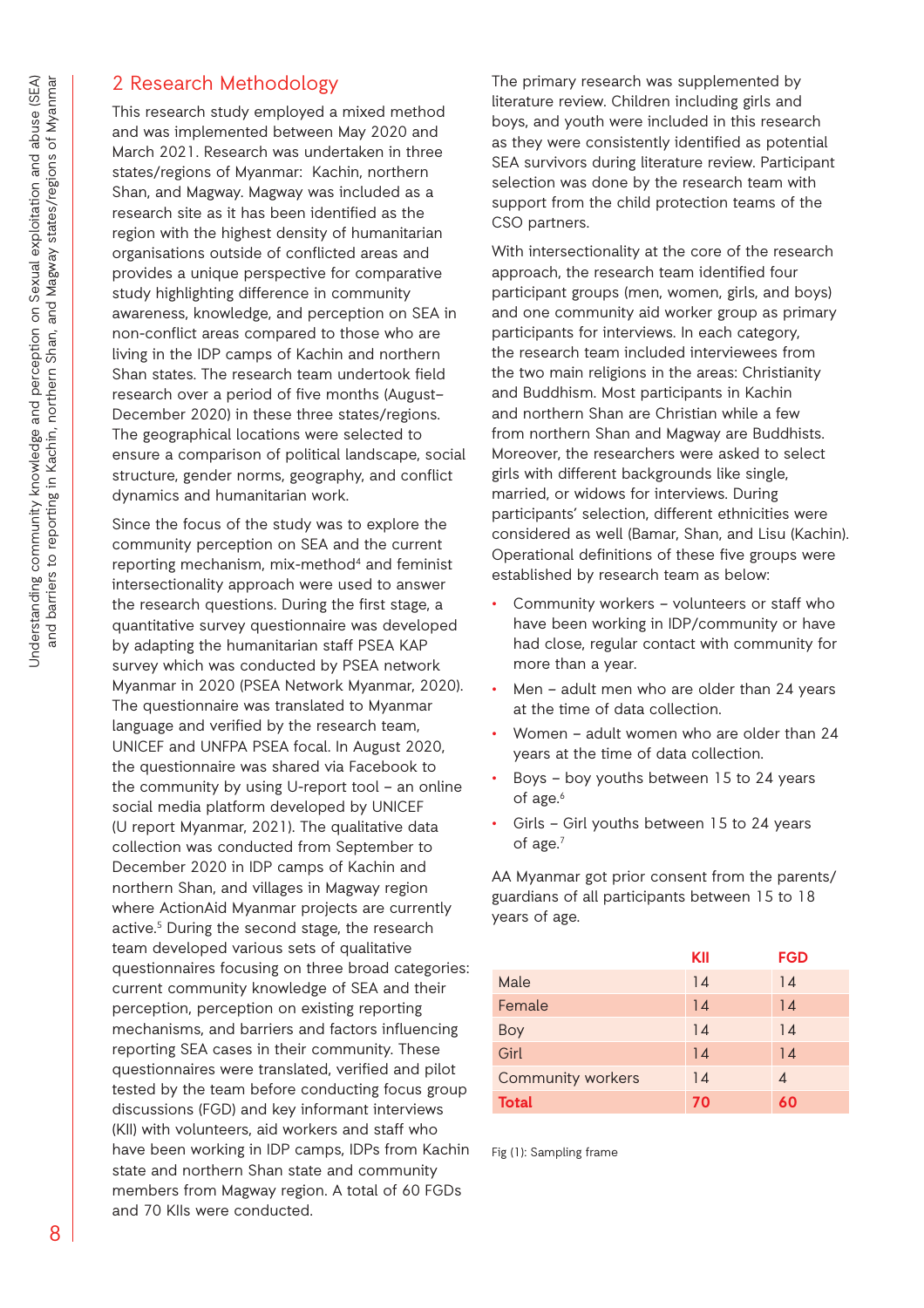## 2 Research Methodology

This research study employed a mixed method and was implemented between May 2020 and March 2021. Research was undertaken in three states/regions of Myanmar: Kachin, northern Shan, and Magway. Magway was included as a research site as it has been identified as the region with the highest density of humanitarian organisations outside of conflicted areas and provides a unique perspective for comparative study highlighting difference in community awareness, knowledge, and perception on SEA in non-conflict areas compared to those who are living in the IDP camps of Kachin and northern Shan states. The research team undertook field research over a period of five months (August–December 2020) in these three states/regions. The geographical locations were selected to ensure a comparison of political landscape, social structure, gender norms, geography, and conflict dynamics and humanitarian work.

Since the focus of the study was to explore the community perception on SEA and the current reporting mechanism, mix-method[4] and feminist intersectionality approach were used to answer the research questions. During the first stage, a quantitative survey questionnaire was developed by adapting the humanitarian staff PSEA KAP survey which was conducted by PSEA network Myanmar in 2020 (PSEA Network Myanmar, 2020). The questionnaire was translated to Myanmar language and verified by the research team, UNICEF and UNFPA PSEA focal. In August 2020, the questionnaire was shared via Facebook to the community by using U-report tool – an online social media platform developed by UNICEF (U report Myanmar, 2021). The qualitative data collection was conducted from September to December 2020 in IDP camps of Kachin and northern Shan, and villages in Magway region where ActionAid Myanmar projects are currently active.[5] During the second stage, the research team developed various sets of qualitative questionnaires focusing on three broad categories: current community knowledge of SEA and their perception, perception on existing reporting mechanisms, and barriers and factors influencing reporting SEA cases in their community. These questionnaires were translated, verified and pilot tested by the team before conducting focus group discussions (FGD) and key informant interviews (KII) with volunteers, aid workers and staff who have been working in IDP camps, IDPs from Kachin state and northern Shan state and community members from Magway region. A total of 60 FGDs and 70 KIIs were conducted.

The primary research was supplemented by literature review. Children including girls and boys, and youth were included in this research as they were consistently identified as potential SEA survivors during literature review. Participant selection was done by the research team with support from the child protection teams of the CSO partners.

With intersectionality at the core of the research approach, the research team identified four participant groups (men, women, girls, and boys) and one community aid worker group as primary participants for interviews. In each category, the research team included interviewees from the two main religions in the areas: Christianity and Buddhism. Most participants in Kachin and northern Shan are Christian while a few from northern Shan and Magway are Buddhists. Moreover, the researchers were asked to select girls with different backgrounds like single, married, or widows for interviews. During participants' selection, different ethnicities were considered as well (Bamar, Shan, and Lisu (Kachin). Operational definitions of these five groups were established by research team as below:

- Community workers – volunteers or staff who have been working in IDP/community or have had close, regular contact with community for more than a year.
- Men – adult men who are older than 24 years at the time of data collection.
- Women – adult women who are older than 24 years at the time of data collection.
- Boys – boy youths between 15 to 24 years of age.[6]
- Girls – Girl youths between 15 to 24 years of age.[7]

AA Myanmar got prior consent from the parents/guardians of all participants between 15 to 18 years of age.

| | KII | FGD |
|---|---|---|
| Male | 14 | 14 |
| Female | 14 | 14 |
| Boy | 14 | 14 |
| Girl | 14 | 14 |
| Community workers | 14 | 4 |
| **Total** | **70** | **60** |

Fig (1): Sampling frame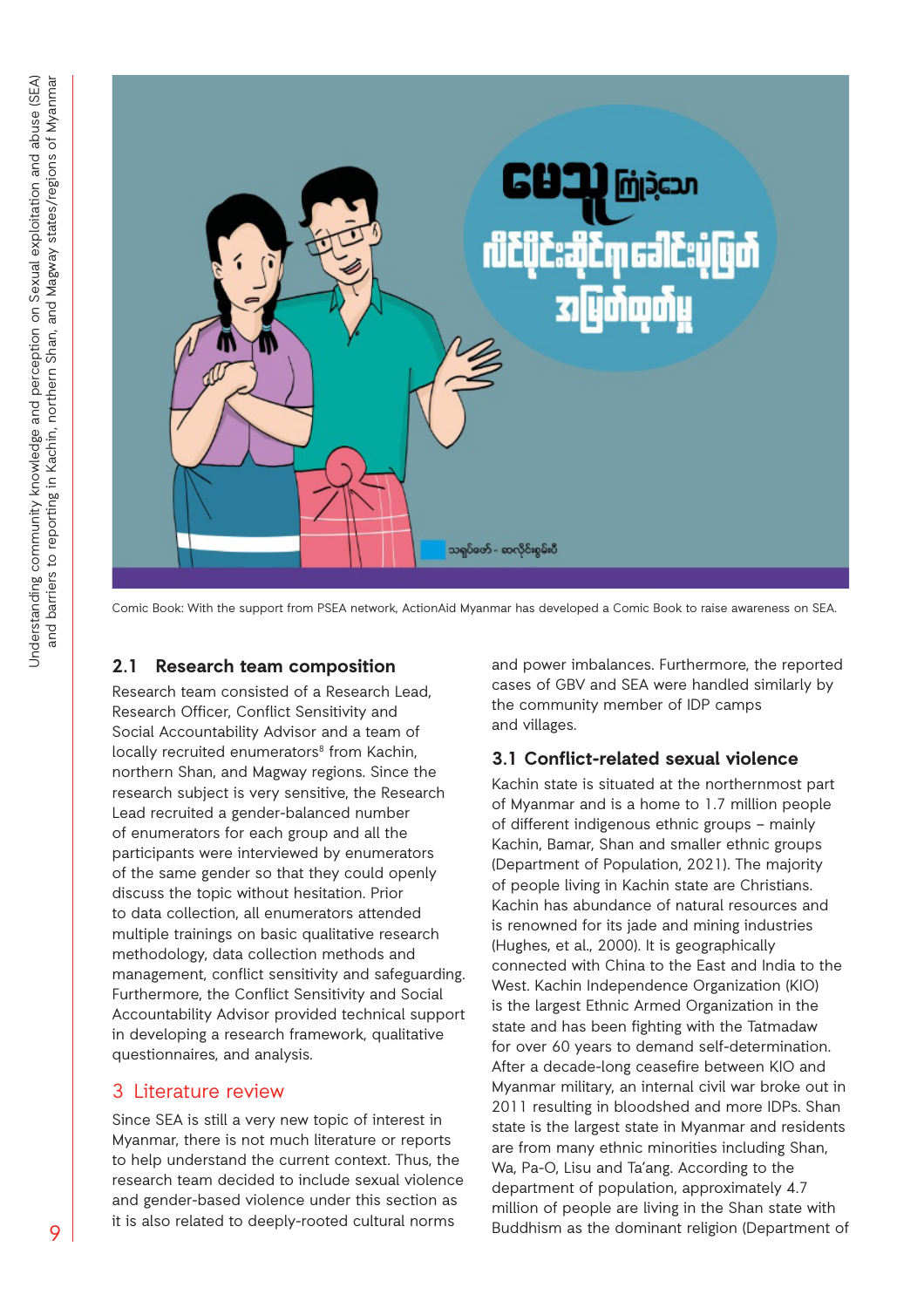Comic Book: With the support from PSEA network, ActionAid Myanmar has developed a Comic Book to raise awareness on SEA.

## 2.1 Research team composition

Research team consisted of a Research Lead, Research Officer, Conflict Sensitivity and Social Accountability Advisor and a team of locally recruited enumerators[8] from Kachin, northern Shan, and Magway regions. Since the research subject is very sensitive, the Research Lead recruited a gender-balanced number of enumerators for each group and all the participants were interviewed by enumerators of the same gender so that they could openly discuss the topic without hesitation. Prior to data collection, all enumerators attended multiple trainings on basic qualitative research methodology, data collection methods and management, conflict sensitivity and safeguarding. Furthermore, the Conflict Sensitivity and Social Accountability Advisor provided technical support in developing a research framework, qualitative questionnaires, and analysis.

# 3 Literature review

Since SEA is still a very new topic of interest in Myanmar, there is not much literature or reports to help understand the current context. Thus, the research team decided to include sexual violence and gender-based violence under this section as it is also related to deeply-rooted cultural norms and power imbalances. Furthermore, the reported cases of GBV and SEA were handled similarly by the community member of IDP camps and villages.

## 3.1 Conflict-related sexual violence

Kachin state is situated at the northernmost part of Myanmar and is a home to 1.7 million people of different indigenous ethnic groups – mainly Kachin, Bamar, Shan and smaller ethnic groups (Department of Population, 2021). The majority of people living in Kachin state are Christians. Kachin has abundance of natural resources and is renowned for its jade and mining industries (Hughes, et al., 2000). It is geographically connected with China to the East and India to the West. Kachin Independence Organization (KIO) is the largest Ethnic Armed Organization in the state and has been fighting with the Tatmadaw for over 60 years to demand self-determination. After a decade-long ceasefire between KIO and Myanmar military, an internal civil war broke out in 2011 resulting in bloodshed and more IDPs. Shan state is the largest state in Myanmar and residents are from many ethnic minorities including Shan, Wa, Pa-O, Lisu and Ta'ang. According to the department of population, approximately 4.7 million of people are living in the Shan state with Buddhism as the dominant religion (Department of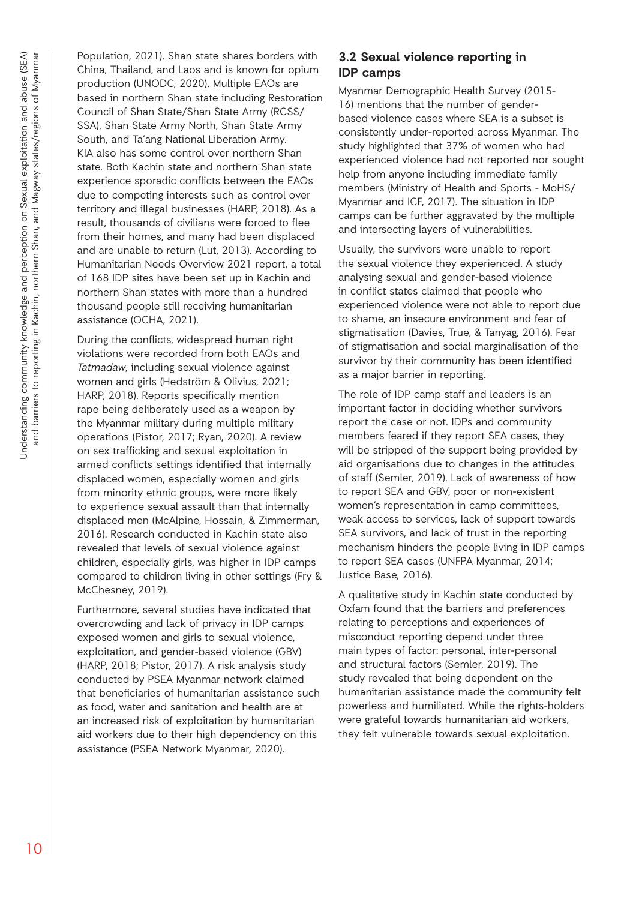Population, 2021). Shan state shares borders with China, Thailand, and Laos and is known for opium production (UNODC, 2020). Multiple EAOs are based in northern Shan state including Restoration Council of Shan State/Shan State Army (RCSS/SSA), Shan State Army North, Shan State Army South, and Ta'ang National Liberation Army. KIA also has some control over northern Shan state. Both Kachin state and northern Shan state experience sporadic conflicts between the EAOs due to competing interests such as control over territory and illegal businesses (HARP, 2018). As a result, thousands of civilians were forced to flee from their homes, and many had been displaced and are unable to return (Lut, 2013). According to Humanitarian Needs Overview 2021 report, a total of 168 IDP sites have been set up in Kachin and northern Shan states with more than a hundred thousand people still receiving humanitarian assistance (OCHA, 2021).

During the conflicts, widespread human right violations were recorded from both EAOs and *Tatmadaw*, including sexual violence against women and girls (Hedström & Olivius, 2021; HARP, 2018). Reports specifically mention rape being deliberately used as a weapon by the Myanmar military during multiple military operations (Pistor, 2017; Ryan, 2020). A review on sex trafficking and sexual exploitation in armed conflicts settings identified that internally displaced women, especially women and girls from minority ethnic groups, were more likely to experience sexual assault than that internally displaced men (McAlpine, Hossain, & Zimmerman, 2016). Research conducted in Kachin state also revealed that levels of sexual violence against children, especially girls, was higher in IDP camps compared to children living in other settings (Fry & McChesney, 2019).

Furthermore, several studies have indicated that overcrowding and lack of privacy in IDP camps exposed women and girls to sexual violence, exploitation, and gender-based violence (GBV) (HARP, 2018; Pistor, 2017). A risk analysis study conducted by PSEA Myanmar network claimed that beneficiaries of humanitarian assistance such as food, water and sanitation and health are at an increased risk of exploitation by humanitarian aid workers due to their high dependency on this assistance (PSEA Network Myanmar, 2020).

### 3.2 Sexual violence reporting in IDP camps

Myanmar Demographic Health Survey (2015-16) mentions that the number of gender-based violence cases where SEA is a subset is consistently under-reported across Myanmar. The study highlighted that 37% of women who had experienced violence had not reported nor sought help from anyone including immediate family members (Ministry of Health and Sports - MoHS/Myanmar and ICF, 2017). The situation in IDP camps can be further aggravated by the multiple and intersecting layers of vulnerabilities.

Usually, the survivors were unable to report the sexual violence they experienced. A study analysing sexual and gender-based violence in conflict states claimed that people who experienced violence were not able to report due to shame, an insecure environment and fear of stigmatisation (Davies, True, & Tanyag, 2016). Fear of stigmatisation and social marginalisation of the survivor by their community has been identified as a major barrier in reporting.

The role of IDP camp staff and leaders is an important factor in deciding whether survivors report the case or not. IDPs and community members feared if they report SEA cases, they will be stripped of the support being provided by aid organisations due to changes in the attitudes of staff (Semler, 2019). Lack of awareness of how to report SEA and GBV, poor or non-existent women's representation in camp committees, weak access to services, lack of support towards SEA survivors, and lack of trust in the reporting mechanism hinders the people living in IDP camps to report SEA cases (UNFPA Myanmar, 2014; Justice Base, 2016).

A qualitative study in Kachin state conducted by Oxfam found that the barriers and preferences relating to perceptions and experiences of misconduct reporting depend under three main types of factor: personal, inter-personal and structural factors (Semler, 2019). The study revealed that being dependent on the humanitarian assistance made the community felt powerless and humiliated. While the rights-holders were grateful towards humanitarian aid workers, they felt vulnerable towards sexual exploitation.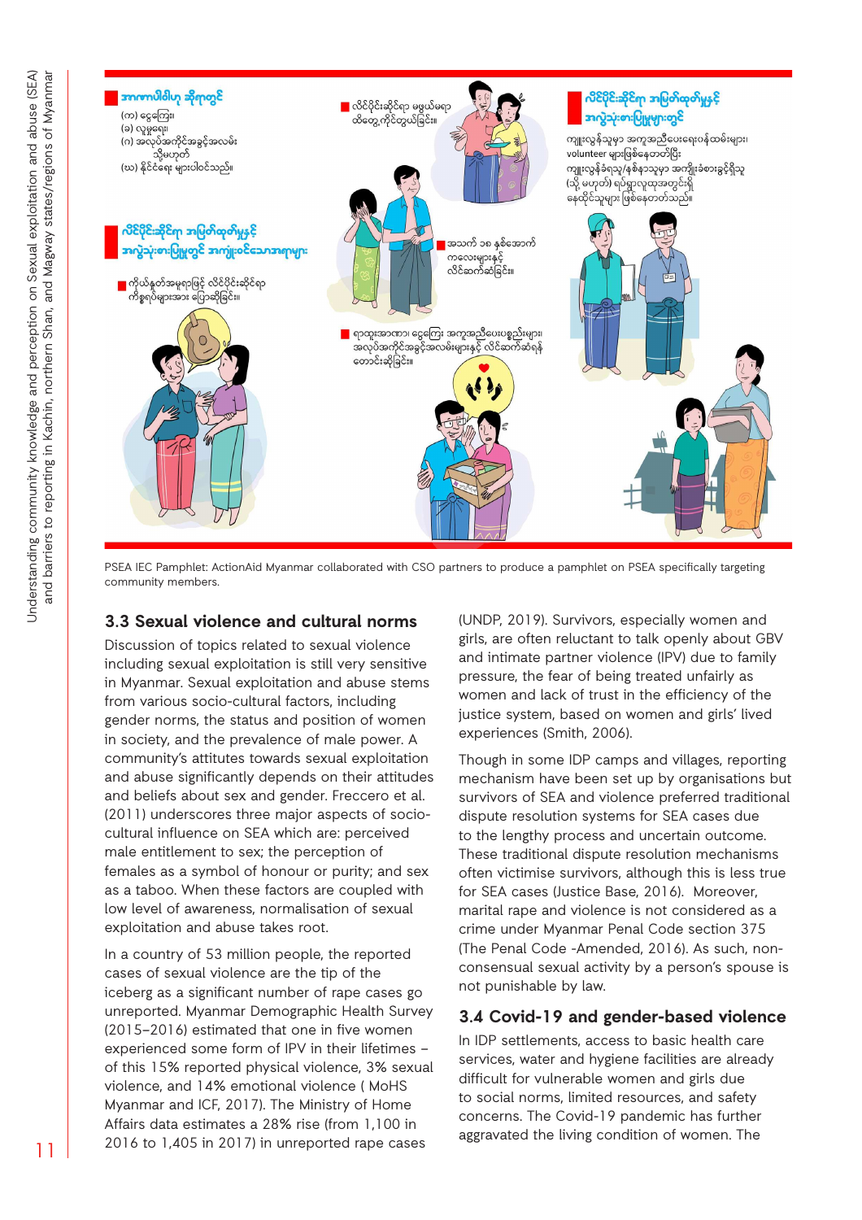PSEA IEC Pamphlet: ActionAid Myanmar collaborated with CSO partners to produce a pamphlet on PSEA specifically targeting community members.

### 3.3 Sexual violence and cultural norms

Discussion of topics related to sexual violence including sexual exploitation is still very sensitive in Myanmar. Sexual exploitation and abuse stems from various socio-cultural factors, including gender norms, the status and position of women in society, and the prevalence of male power. A community's attitudes towards sexual exploitation and abuse significantly depends on their attitudes and beliefs about sex and gender. Freccero et al. (2011) underscores three major aspects of socio-cultural influence on SEA which are: perceived male entitlement to sex; the perception of females as a symbol of honour or purity; and sex as a taboo. When these factors are coupled with low level of awareness, normalisation of sexual exploitation and abuse takes root.

In a country of 53 million people, the reported cases of sexual violence are the tip of the iceberg as a significant number of rape cases go unreported. Myanmar Demographic Health Survey (2015–2016) estimated that one in five women experienced some form of IPV in their lifetimes – of this 15% reported physical violence, 3% sexual violence, and 14% emotional violence ( MoHS Myanmar and ICF, 2017). The Ministry of Home Affairs data estimates a 28% rise (from 1,100 in 2016 to 1,405 in 2017) in unreported rape cases (UNDP, 2019). Survivors, especially women and girls, are often reluctant to talk openly about GBV and intimate partner violence (IPV) due to family pressure, the fear of being treated unfairly as women and lack of trust in the efficiency of the justice system, based on women and girls' lived experiences (Smith, 2006).

Though in some IDP camps and villages, reporting mechanism have been set up by organisations but survivors of SEA and violence preferred traditional dispute resolution systems for SEA cases due to the lengthy process and uncertain outcome. These traditional dispute resolution mechanisms often victimise survivors, although this is less true for SEA cases (Justice Base, 2016). Moreover, marital rape and violence is not considered as a crime under Myanmar Penal Code section 375 (The Penal Code -Amended, 2016). As such, non-consensual sexual activity by a person's spouse is not punishable by law.

### 3.4 Covid-19 and gender-based violence

In IDP settlements, access to basic health care services, water and hygiene facilities are already difficult for vulnerable women and girls due to social norms, limited resources, and safety concerns. The Covid-19 pandemic has further aggravated the living condition of women. The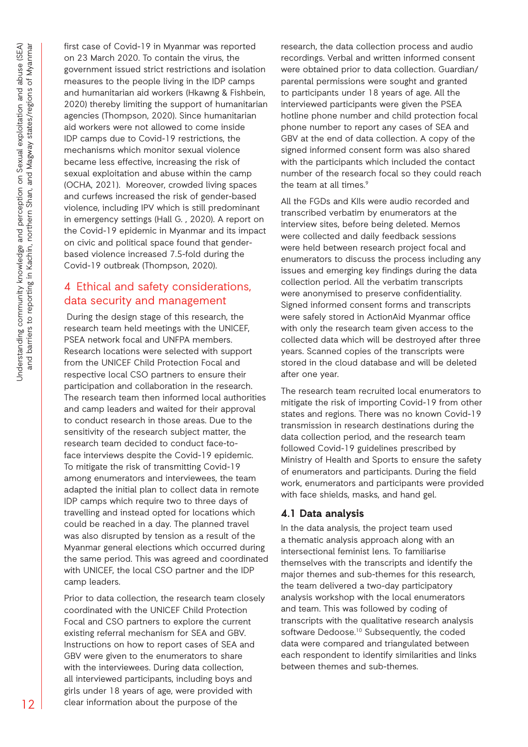first case of Covid-19 in Myanmar was reported on 23 March 2020. To contain the virus, the government issued strict restrictions and isolation measures to the people living in the IDP camps and humanitarian aid workers (Hkawng & Fishbein, 2020) thereby limiting the support of humanitarian agencies (Thompson, 2020). Since humanitarian aid workers were not allowed to come inside IDP camps due to Covid-19 restrictions, the mechanisms which monitor sexual violence became less effective, increasing the risk of sexual exploitation and abuse within the camp (OCHA, 2021). Moreover, crowded living spaces and curfews increased the risk of gender-based violence, including IPV which is still predominant in emergency settings (Hall G. , 2020). A report on the Covid-19 epidemic in Myanmar and its impact on civic and political space found that gender-based violence increased 7.5-fold during the Covid-19 outbreak (Thompson, 2020).

## 4 Ethical and safety considerations, data security and management

During the design stage of this research, the research team held meetings with the UNICEF, PSEA network focal and UNFPA members. Research locations were selected with support from the UNICEF Child Protection Focal and respective local CSO partners to ensure their participation and collaboration in the research. The research team then informed local authorities and camp leaders and waited for their approval to conduct research in those areas. Due to the sensitivity of the research subject matter, the research team decided to conduct face-to-face interviews despite the Covid-19 epidemic. To mitigate the risk of transmitting Covid-19 among enumerators and interviewees, the team adapted the initial plan to collect data in remote IDP camps which require two to three days of travelling and instead opted for locations which could be reached in a day. The planned travel was also disrupted by tension as a result of the Myanmar general elections which occurred during the same period. This was agreed and coordinated with UNICEF, the local CSO partner and the IDP camp leaders.

Prior to data collection, the research team closely coordinated with the UNICEF Child Protection Focal and CSO partners to explore the current existing referral mechanism for SEA and GBV. Instructions on how to report cases of SEA and GBV were given to the enumerators to share with the interviewees. During data collection, all interviewed participants, including boys and girls under 18 years of age, were provided with clear information about the purpose of the research, the data collection process and audio recordings. Verbal and written informed consent were obtained prior to data collection. Guardian/parental permissions were sought and granted to participants under 18 years of age. All the interviewed participants were given the PSEA hotline phone number and child protection focal phone number to report any cases of SEA and GBV at the end of data collection. A copy of the signed informed consent form was also shared with the participants which included the contact number of the research focal so they could reach the team at all times.[9]

All the FGDs and KIIs were audio recorded and transcribed verbatim by enumerators at the interview sites, before being deleted. Memos were collected and daily feedback sessions were held between research project focal and enumerators to discuss the process including any issues and emerging key findings during the data collection period. All the verbatim transcripts were anonymised to preserve confidentiality. Signed informed consent forms and transcripts were safely stored in ActionAid Myanmar office with only the research team given access to the collected data which will be destroyed after three years. Scanned copies of the transcripts were stored in the cloud database and will be deleted after one year.

The research team recruited local enumerators to mitigate the risk of importing Covid-19 from other states and regions. There was no known Covid-19 transmission in research destinations during the data collection period, and the research team followed Covid-19 guidelines prescribed by Ministry of Health and Sports to ensure the safety of enumerators and participants. During the field work, enumerators and participants were provided with face shields, masks, and hand gel.

### 4.1 Data analysis

In the data analysis, the project team used a thematic analysis approach along with an intersectional feminist lens. To familiarise themselves with the transcripts and identify the major themes and sub-themes for this research, the team delivered a two-day participatory analysis workshop with the local enumerators and team. This was followed by coding of transcripts with the qualitative research analysis software Dedoose.[10] Subsequently, the coded data were compared and triangulated between each respondent to identify similarities and links between themes and sub-themes.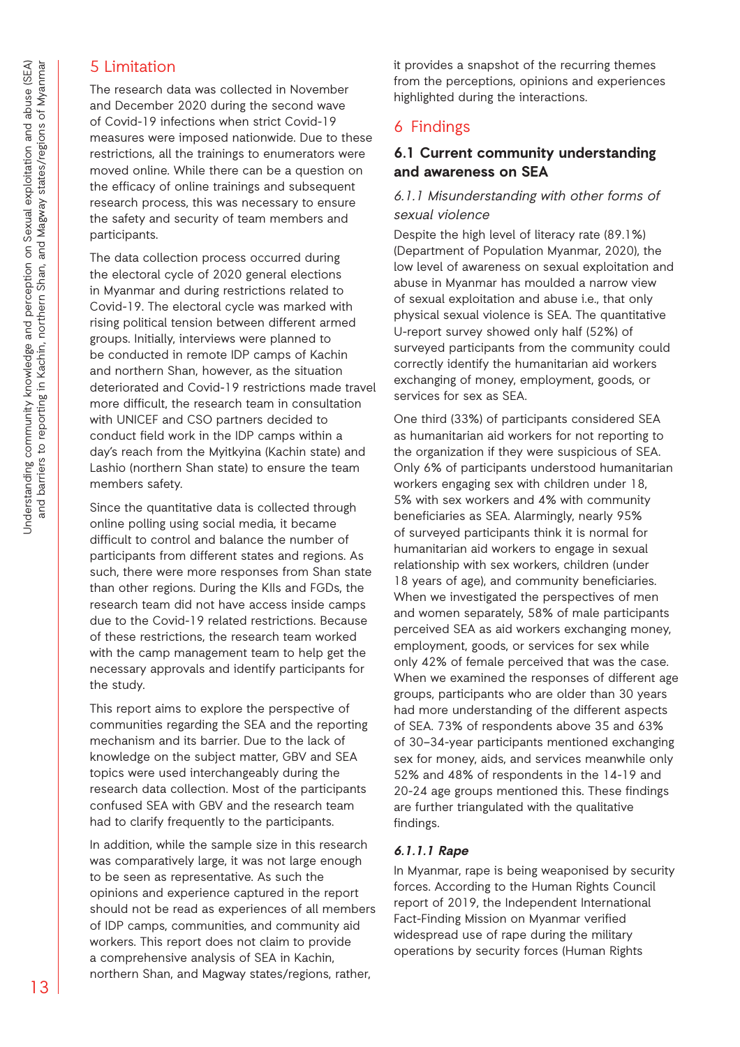## 5 Limitation

The research data was collected in November and December 2020 during the second wave of Covid-19 infections when strict Covid-19 measures were imposed nationwide. Due to these restrictions, all the trainings to enumerators were moved online. While there can be a question on the efficacy of online trainings and subsequent research process, this was necessary to ensure the safety and security of team members and participants.

The data collection process occurred during the electoral cycle of 2020 general elections in Myanmar and during restrictions related to Covid-19. The electoral cycle was marked with rising political tension between different armed groups. Initially, interviews were planned to be conducted in remote IDP camps of Kachin and northern Shan, however, as the situation deteriorated and Covid-19 restrictions made travel more difficult, the research team in consultation with UNICEF and CSO partners decided to conduct field work in the IDP camps within a day's reach from the Myitkyina (Kachin state) and Lashio (northern Shan state) to ensure the team members safety.

Since the quantitative data is collected through online polling using social media, it became difficult to control and balance the number of participants from different states and regions. As such, there were more responses from Shan state than other regions. During the KIIs and FGDs, the research team did not have access inside camps due to the Covid-19 related restrictions. Because of these restrictions, the research team worked with the camp management team to help get the necessary approvals and identify participants for the study.

This report aims to explore the perspective of communities regarding the SEA and the reporting mechanism and its barrier. Due to the lack of knowledge on the subject matter, GBV and SEA topics were used interchangeably during the research data collection. Most of the participants confused SEA with GBV and the research team had to clarify frequently to the participants.

In addition, while the sample size in this research was comparatively large, it was not large enough to be seen as representative. As such the opinions and experience captured in the report should not be read as experiences of all members of IDP camps, communities, and community aid workers. This report does not claim to provide a comprehensive analysis of SEA in Kachin, northern Shan, and Magway states/regions, rather, it provides a snapshot of the recurring themes from the perceptions, opinions and experiences highlighted during the interactions.

## 6 Findings

### 6.1 Current community understanding and awareness on SEA

#### *6.1.1 Misunderstanding with other forms of sexual violence*

Despite the high level of literacy rate (89.1%) (Department of Population Myanmar, 2020), the low level of awareness on sexual exploitation and abuse in Myanmar has moulded a narrow view of sexual exploitation and abuse i.e., that only physical sexual violence is SEA. The quantitative U-report survey showed only half (52%) of surveyed participants from the community could correctly identify the humanitarian aid workers exchanging of money, employment, goods, or services for sex as SEA.

One third (33%) of participants considered SEA as humanitarian aid workers for not reporting to the organization if they were suspicious of SEA. Only 6% of participants understood humanitarian workers engaging sex with children under 18, 5% with sex workers and 4% with community beneficiaries as SEA. Alarmingly, nearly 95% of surveyed participants think it is normal for humanitarian aid workers to engage in sexual relationship with sex workers, children (under 18 years of age), and community beneficiaries. When we investigated the perspectives of men and women separately, 58% of male participants perceived SEA as aid workers exchanging money, employment, goods, or services for sex while only 42% of female perceived that was the case. When we examined the responses of different age groups, participants who are older than 30 years had more understanding of the different aspects of SEA. 73% of respondents above 35 and 63% of 30–34-year participants mentioned exchanging sex for money, aids, and services meanwhile only 52% and 48% of respondents in the 14-19 and 20-24 age groups mentioned this. These findings are further triangulated with the qualitative findings.

##### ***6.1.1.1 Rape***

In Myanmar, rape is being weaponised by security forces. According to the Human Rights Council report of 2019, the Independent International Fact-Finding Mission on Myanmar verified widespread use of rape during the military operations by security forces (Human Rights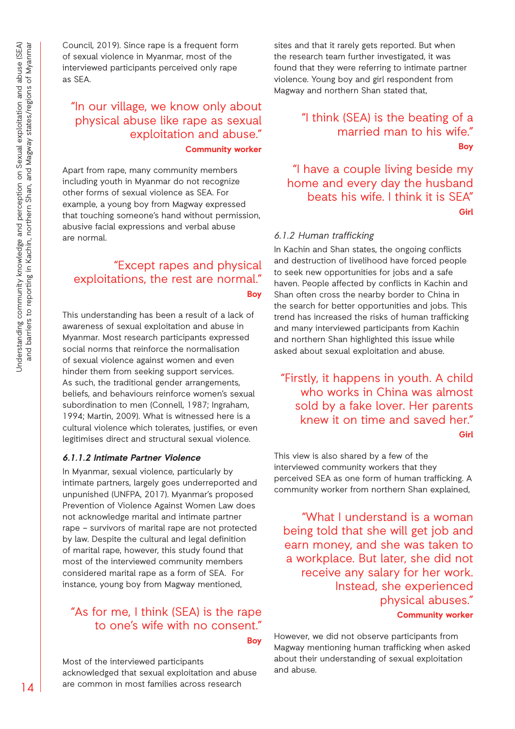Council, 2019). Since rape is a frequent form of sexual violence in Myanmar, most of the interviewed participants perceived only rape as SEA.

> "In our village, we know only about physical abuse like rape as sexual exploitation and abuse."
>
> **Community worker**

Apart from rape, many community members including youth in Myanmar do not recognize other forms of sexual violence as SEA. For example, a young boy from Magway expressed that touching someone's hand without permission, abusive facial expressions and verbal abuse are normal.

> "Except rapes and physical exploitations, the rest are normal."
>
> **Boy**

This understanding has been a result of a lack of awareness of sexual exploitation and abuse in Myanmar. Most research participants expressed social norms that reinforce the normalisation of sexual violence against women and even hinder them from seeking support services. As such, the traditional gender arrangements, beliefs, and behaviours reinforce women's sexual subordination to men (Connell, 1987; Ingraham, 1994; Martin, 2009). What is witnessed here is a cultural violence which tolerates, justifies, or even legitimises direct and structural sexual violence.

#### *6.1.1.2 Intimate Partner Violence*

In Myanmar, sexual violence, particularly by intimate partners, largely goes underreported and unpunished (UNFPA, 2017). Myanmar's proposed Prevention of Violence Against Women Law does not acknowledge marital and intimate partner rape – survivors of marital rape are not protected by law. Despite the cultural and legal definition of marital rape, however, this study found that most of the interviewed community members considered marital rape as a form of SEA. For instance, young boy from Magway mentioned,

> "As for me, I think (SEA) is the rape to one's wife with no consent."
>
> **Boy**

Most of the interviewed participants acknowledged that sexual exploitation and abuse are common in most families across research sites and that it rarely gets reported. But when the research team further investigated, it was found that they were referring to intimate partner violence. Young boy and girl respondent from Magway and northern Shan stated that,

> "I think (SEA) is the beating of a married man to his wife."
>
> **Boy**

> "I have a couple living beside my home and every day the husband beats his wife. I think it is SEA"
>
> **Girl**

### *6.1.2 Human trafficking*

In Kachin and Shan states, the ongoing conflicts and destruction of livelihood have forced people to seek new opportunities for jobs and a safe haven. People affected by conflicts in Kachin and Shan often cross the nearby border to China in the search for better opportunities and jobs. This trend has increased the risks of human trafficking and many interviewed participants from Kachin and northern Shan highlighted this issue while asked about sexual exploitation and abuse.

> "Firstly, it happens in youth. A child who works in China was almost sold by a fake lover. Her parents knew it on time and saved her."
>
> **Girl**

This view is also shared by a few of the interviewed community workers that they perceived SEA as one form of human trafficking. A community worker from northern Shan explained,

> "What I understand is a woman being told that she will get job and earn money, and she was taken to a workplace. But later, she did not receive any salary for her work. Instead, she experienced physical abuses."
>
> **Community worker**

However, we did not observe participants from Magway mentioning human trafficking when asked about their understanding of sexual exploitation and abuse.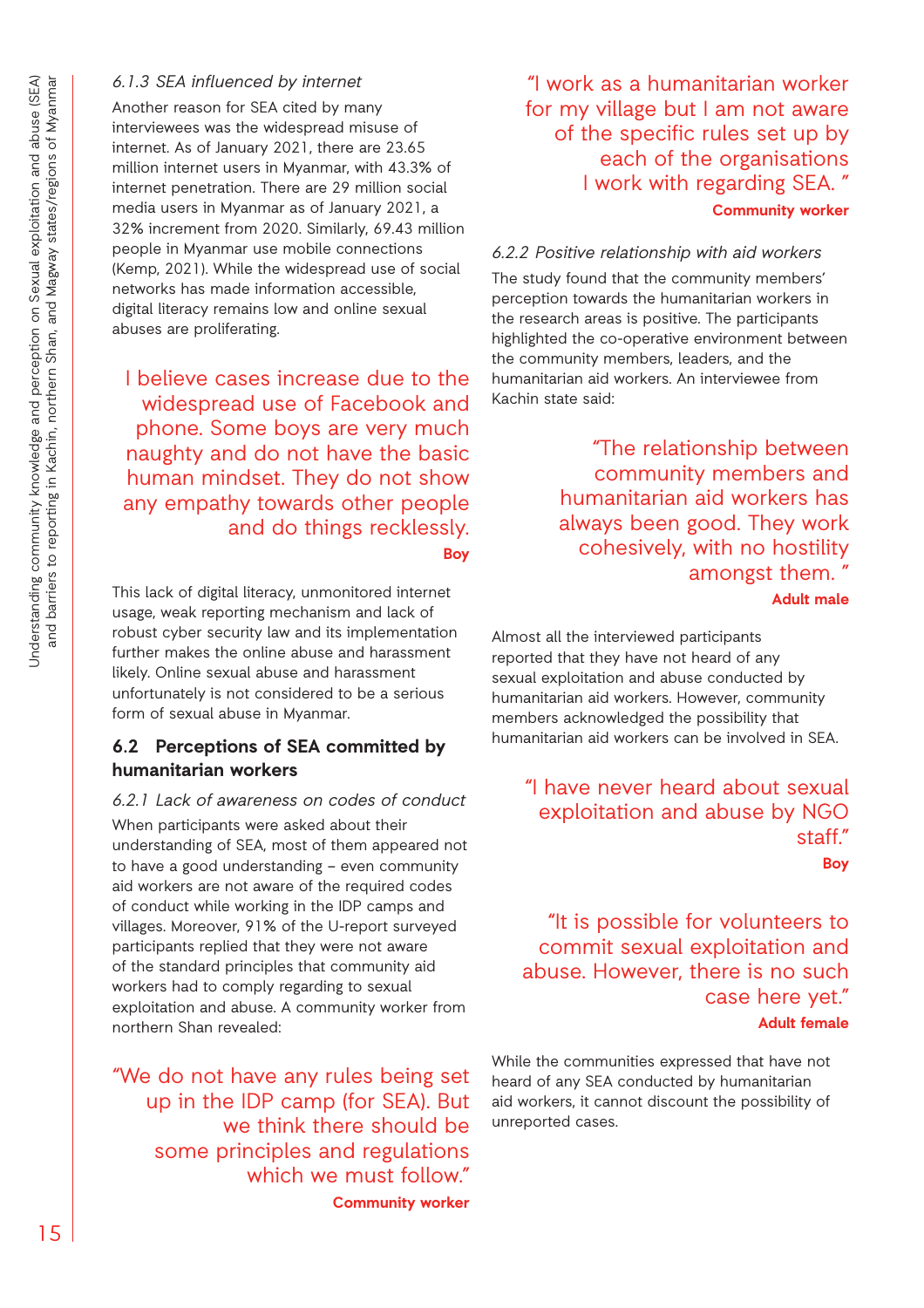#### *6.1.3 SEA influenced by internet*

Another reason for SEA cited by many interviewees was the widespread misuse of internet. As of January 2021, there are 23.65 million internet users in Myanmar, with 43.3% of internet penetration. There are 29 million social media users in Myanmar as of January 2021, a 32% increment from 2020. Similarly, 69.43 million people in Myanmar use mobile connections (Kemp, 2021). While the widespread use of social networks has made information accessible, digital literacy remains low and online sexual abuses are proliferating.

> I believe cases increase due to the widespread use of Facebook and phone. Some boys are very much naughty and do not have the basic human mindset. They do not show any empathy towards other people and do things recklessly.
>
> **Boy**

This lack of digital literacy, unmonitored internet usage, weak reporting mechanism and lack of robust cyber security law and its implementation further makes the online abuse and harassment likely. Online sexual abuse and harassment unfortunately is not considered to be a serious form of sexual abuse in Myanmar.

### 6.2 Perceptions of SEA committed by humanitarian workers

#### *6.2.1 Lack of awareness on codes of conduct*

When participants were asked about their understanding of SEA, most of them appeared not to have a good understanding – even community aid workers are not aware of the required codes of conduct while working in the IDP camps and villages. Moreover, 91% of the U-report surveyed participants replied that they were not aware of the standard principles that community aid workers had to comply regarding to sexual exploitation and abuse. A community worker from northern Shan revealed:

> "We do not have any rules being set up in the IDP camp (for SEA). But we think there should be some principles and regulations which we must follow."
>
> **Community worker**

> "I work as a humanitarian worker for my village but I am not aware of the specific rules set up by each of the organisations I work with regarding SEA. "
>
> **Community worker**

#### *6.2.2 Positive relationship with aid workers*

The study found that the community members' perception towards the humanitarian workers in the research areas is positive. The participants highlighted the co-operative environment between the community members, leaders, and the humanitarian aid workers. An interviewee from Kachin state said:

> "The relationship between community members and humanitarian aid workers has always been good. They work cohesively, with no hostility amongst them. "
>
> **Adult male**

Almost all the interviewed participants reported that they have not heard of any sexual exploitation and abuse conducted by humanitarian aid workers. However, community members acknowledged the possibility that humanitarian aid workers can be involved in SEA.

> "I have never heard about sexual exploitation and abuse by NGO staff."
>
> **Boy**

> "It is possible for volunteers to commit sexual exploitation and abuse. However, there is no such case here yet."
>
> **Adult female**

While the communities expressed that have not heard of any SEA conducted by humanitarian aid workers, it cannot discount the possibility of unreported cases.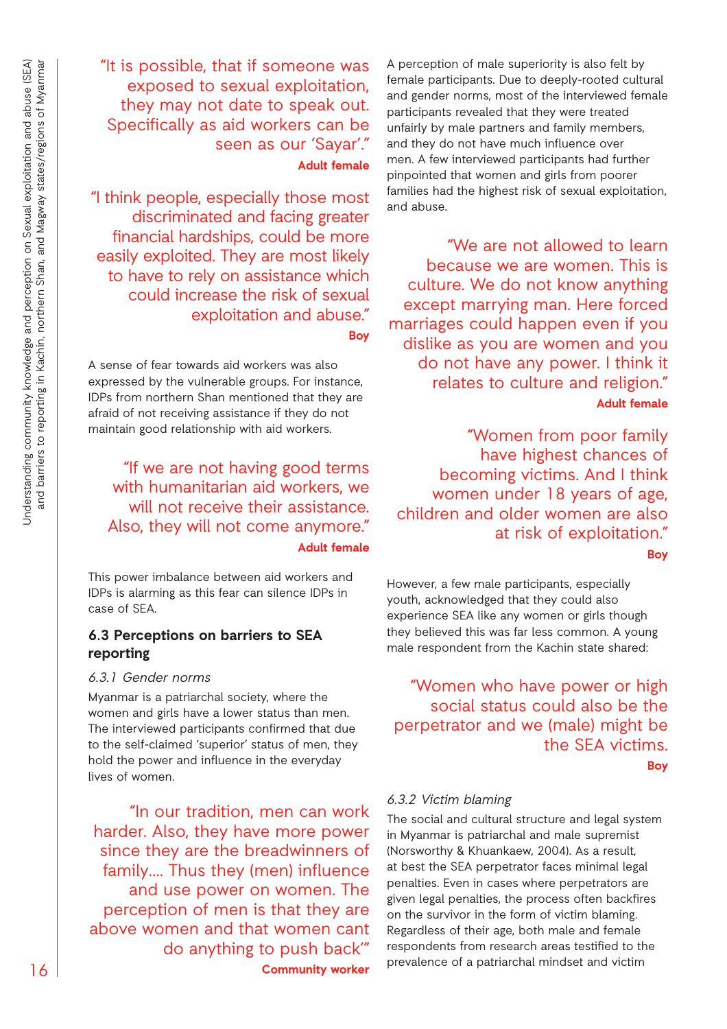"It is possible, that if someone was exposed to sexual exploitation, they may not date to speak out. Specifically as aid workers can be seen as our 'Sayar'."

**Adult female**

"I think people, especially those most discriminated and facing greater financial hardships, could be more easily exploited. They are most likely to have to rely on assistance which could increase the risk of sexual exploitation and abuse."

**Boy**

A sense of fear towards aid workers was also expressed by the vulnerable groups. For instance, IDPs from northern Shan mentioned that they are afraid of not receiving assistance if they do not maintain good relationship with aid workers.

"If we are not having good terms with humanitarian aid workers, we will not receive their assistance. Also, they will not come anymore."

**Adult female**

This power imbalance between aid workers and IDPs is alarming as this fear can silence IDPs in case of SEA.

### 6.3 Perceptions on barriers to SEA reporting

#### *6.3.1 Gender norms*

Myanmar is a patriarchal society, where the women and girls have a lower status than men. The interviewed participants confirmed that due to the self-claimed 'superior' status of men, they hold the power and influence in the everyday lives of women.

"In our tradition, men can work harder. Also, they have more power since they are the breadwinners of family.... Thus they (men) influence and use power on women. The perception of men is that they are above women and that women cant do anything to push back'"

**Community worker**

A perception of male superiority is also felt by female participants. Due to deeply-rooted cultural and gender norms, most of the interviewed female participants revealed that they were treated unfairly by male partners and family members, and they do not have much influence over men. A few interviewed participants had further pinpointed that women and girls from poorer families had the highest risk of sexual exploitation, and abuse.

"We are not allowed to learn because we are women. This is culture. We do not know anything except marrying man. Here forced marriages could happen even if you dislike as you are women and you do not have any power. I think it relates to culture and religion."

**Adult female**

"Women from poor family have highest chances of becoming victims. And I think women under 18 years of age, children and older women are also at risk of exploitation."

**Boy**

However, a few male participants, especially youth, acknowledged that they could also experience SEA like any women or girls though they believed this was far less common. A young male respondent from the Kachin state shared:

"Women who have power or high social status could also be the perpetrator and we (male) might be the SEA victims.

**Boy**

#### *6.3.2 Victim blaming*

The social and cultural structure and legal system in Myanmar is patriarchal and male supremist (Norsworthy & Khuankaew, 2004). As a result, at best the SEA perpetrator faces minimal legal penalties. Even in cases where perpetrators are given legal penalties, the process often backfires on the survivor in the form of victim blaming. Regardless of their age, both male and female respondents from research areas testified to the prevalence of a patriarchal mindset and victim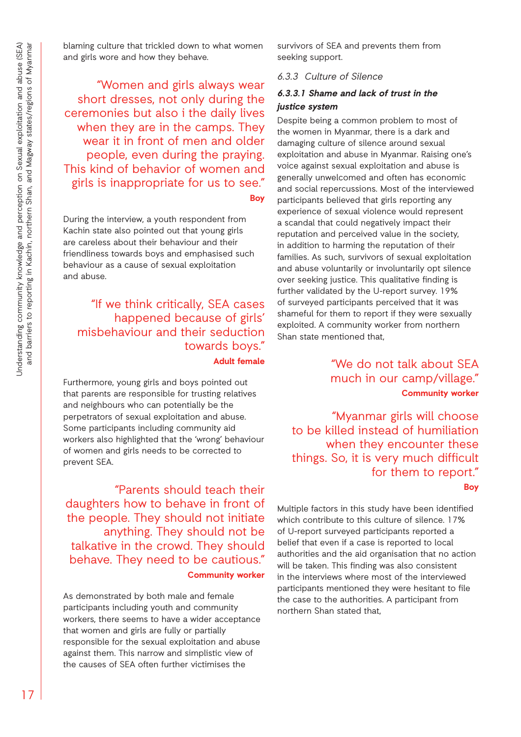blaming culture that trickled down to what women and girls wore and how they behave.

> "Women and girls always wear short dresses, not only during the ceremonies but also i the daily lives when they are in the camps. They wear it in front of men and older people, even during the praying. This kind of behavior of women and girls is inappropriate for us to see."
>
> **Boy**

During the interview, a youth respondent from Kachin state also pointed out that young girls are careless about their behaviour and their friendliness towards boys and emphasised such behaviour as a cause of sexual exploitation and abuse.

> "If we think critically, SEA cases happened because of girls' misbehaviour and their seduction towards boys."
>
> **Adult female**

Furthermore, young girls and boys pointed out that parents are responsible for trusting relatives and neighbours who can potentially be the perpetrators of sexual exploitation and abuse. Some participants including community aid workers also highlighted that the 'wrong' behaviour of women and girls needs to be corrected to prevent SEA.

> "Parents should teach their daughters how to behave in front of the people. They should not initiate anything. They should not be talkative in the crowd. They should behave. They need to be cautious."
>
> **Community worker**

As demonstrated by both male and female participants including youth and community workers, there seems to have a wider acceptance that women and girls are fully or partially responsible for the sexual exploitation and abuse against them. This narrow and simplistic view of the causes of SEA often further victimises the survivors of SEA and prevents them from seeking support.

### *6.3.3 Culture of Silence*

#### ***6.3.3.1 Shame and lack of trust in the justice system***

Despite being a common problem to most of the women in Myanmar, there is a dark and damaging culture of silence around sexual exploitation and abuse in Myanmar. Raising one's voice against sexual exploitation and abuse is generally unwelcomed and often has economic and social repercussions. Most of the interviewed participants believed that girls reporting any experience of sexual violence would represent a scandal that could negatively impact their reputation and perceived value in the society, in addition to harming the reputation of their families. As such, survivors of sexual exploitation and abuse voluntarily or involuntarily opt silence over seeking justice. This qualitative finding is further validated by the U-report survey. 19% of surveyed participants perceived that it was shameful for them to report if they were sexually exploited. A community worker from northern Shan state mentioned that,

> "We do not talk about SEA much in our camp/village."
>
> **Community worker**

> "Myanmar girls will choose to be killed instead of humiliation when they encounter these things. So, it is very much difficult for them to report."
>
> **Boy**

Multiple factors in this study have been identified which contribute to this culture of silence. 17% of U-report surveyed participants reported a belief that even if a case is reported to local authorities and the aid organisation that no action will be taken. This finding was also consistent in the interviews where most of the interviewed participants mentioned they were hesitant to file the case to the authorities. A participant from northern Shan stated that,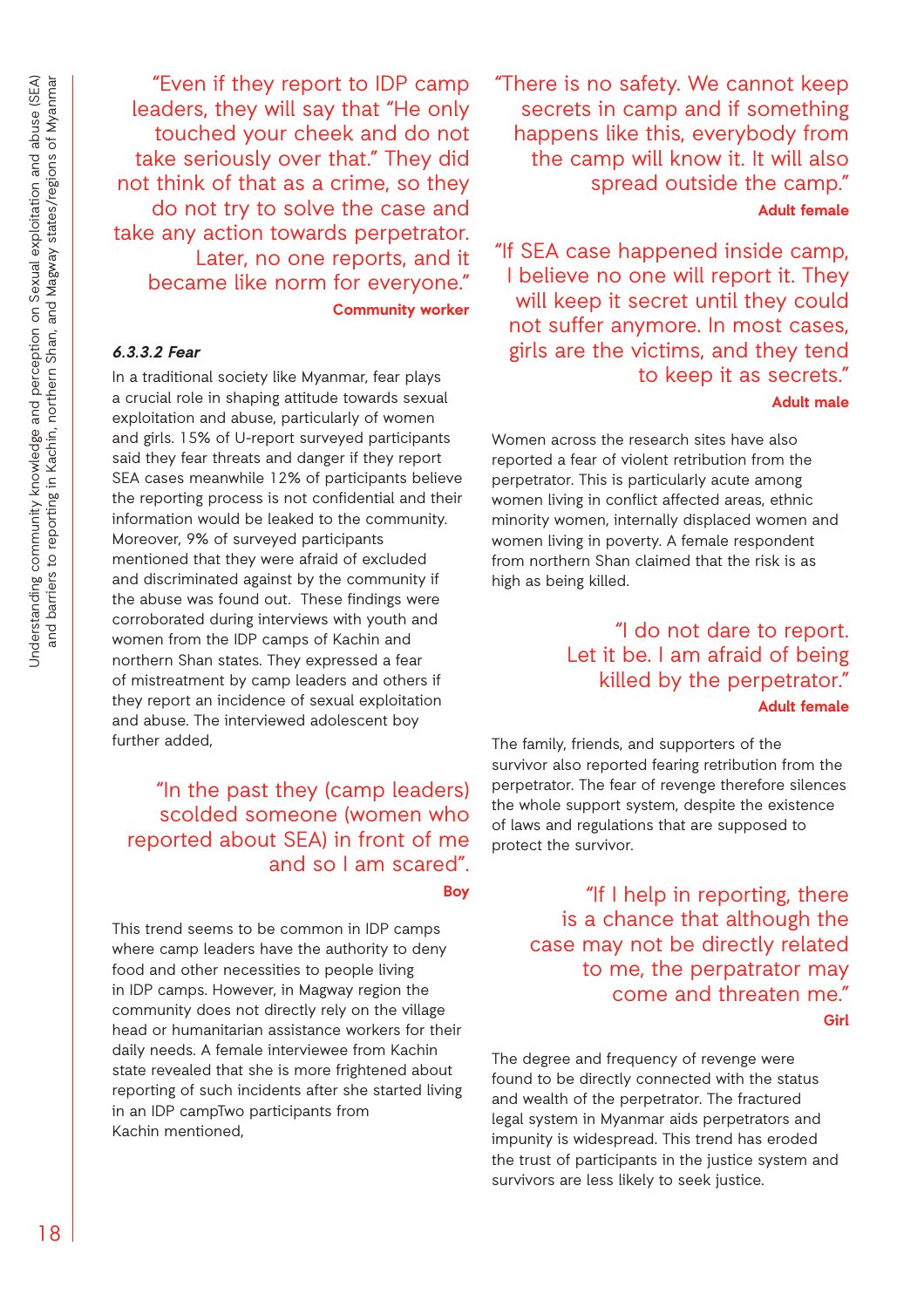"Even if they report to IDP camp leaders, they will say that "He only touched your cheek and do not take seriously over that." They did not think of that as a crime, so they do not try to solve the case and take any action towards perpetrator. Later, no one reports, and it became like norm for everyone."

**Community worker**

#### *6.3.3.2 Fear*

In a traditional society like Myanmar, fear plays a crucial role in shaping attitude towards sexual exploitation and abuse, particularly of women and girls. 15% of U-report surveyed participants said they fear threats and danger if they report SEA cases meanwhile 12% of participants believe the reporting process is not confidential and their information would be leaked to the community. Moreover, 9% of surveyed participants mentioned that they were afraid of excluded and discriminated against by the community if the abuse was found out. These findings were corroborated during interviews with youth and women from the IDP camps of Kachin and northern Shan states. They expressed a fear of mistreatment by camp leaders and others if they report an incidence of sexual exploitation and abuse. The interviewed adolescent boy further added,

"In the past they (camp leaders) scolded someone (women who reported about SEA) in front of me and so I am scared".

**Boy**

This trend seems to be common in IDP camps where camp leaders have the authority to deny food and other necessities to people living in IDP camps. However, in Magway region the community does not directly rely on the village head or humanitarian assistance workers for their daily needs. A female interviewee from Kachin state revealed that she is more frightened about reporting of such incidents after she started living in an IDP campTwo participants from Kachin mentioned,

"There is no safety. We cannot keep secrets in camp and if something happens like this, everybody from the camp will know it. It will also spread outside the camp."

**Adult female**

"If SEA case happened inside camp, I believe no one will report it. They will keep it secret until they could not suffer anymore. In most cases, girls are the victims, and they tend to keep it as secrets."

**Adult male**

Women across the research sites have also reported a fear of violent retribution from the perpetrator. This is particularly acute among women living in conflict affected areas, ethnic minority women, internally displaced women and women living in poverty. A female respondent from northern Shan claimed that the risk is as high as being killed.

"I do not dare to report. Let it be. I am afraid of being killed by the perpetrator."

**Adult female**

The family, friends, and supporters of the survivor also reported fearing retribution from the perpetrator. The fear of revenge therefore silences the whole support system, despite the existence of laws and regulations that are supposed to protect the survivor.

"If I help in reporting, there is a chance that although the case may not be directly related to me, the perpatrator may come and threaten me."

**Girl**

The degree and frequency of revenge were found to be directly connected with the status and wealth of the perpetrator. The fractured legal system in Myanmar aids perpetrators and impunity is widespread. This trend has eroded the trust of participants in the justice system and survivors are less likely to seek justice.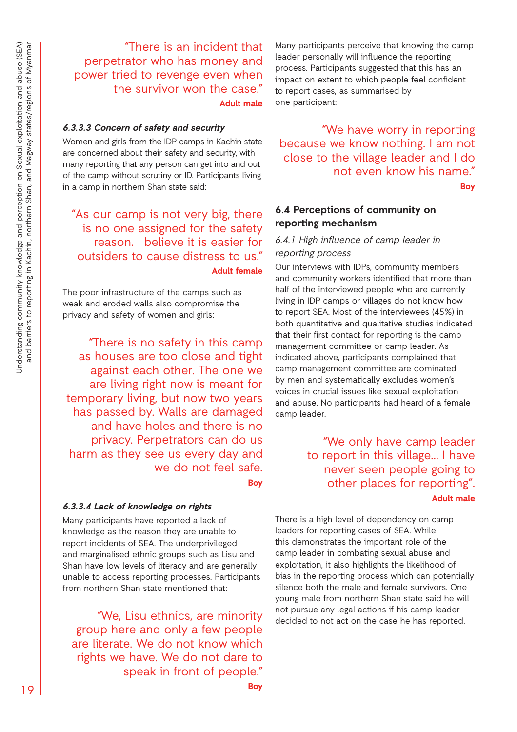"There is an incident that perpetrator who has money and power tried to revenge even when the survivor won the case."

**Adult male**

#### *6.3.3.3 Concern of safety and security*

Women and girls from the IDP camps in Kachin state are concerned about their safety and security, with many reporting that any person can get into and out of the camp without scrutiny or ID. Participants living in a camp in northern Shan state said:

"As our camp is not very big, there is no one assigned for the safety reason. I believe it is easier for outsiders to cause distress to us."

**Adult female**

The poor infrastructure of the camps such as weak and eroded walls also compromise the privacy and safety of women and girls:

"There is no safety in this camp as houses are too close and tight against each other. The one we are living right now is meant for temporary living, but now two years has passed by. Walls are damaged and have holes and there is no privacy. Perpetrators can do us harm as they see us every day and we do not feel safe.

**Boy**

#### *6.3.3.4 Lack of knowledge on rights*

Many participants have reported a lack of knowledge as the reason they are unable to report incidents of SEA. The underprivileged and marginalised ethnic groups such as Lisu and Shan have low levels of literacy and are generally unable to access reporting processes. Participants from northern Shan state mentioned that:

"We, Lisu ethnics, are minority group here and only a few people are literate. We do not know which rights we have. We do not dare to speak in front of people."

**Boy**

Many participants perceive that knowing the camp leader personally will influence the reporting process. Participants suggested that this has an impact on extent to which people feel confident to report cases, as summarised by one participant:

"We have worry in reporting because we know nothing. I am not close to the village leader and I do not even know his name."

**Boy**

### 6.4 Perceptions of community on reporting mechanism

#### *6.4.1 High influence of camp leader in reporting process*

Our interviews with IDPs, community members and community workers identified that more than half of the interviewed people who are currently living in IDP camps or villages do not know how to report SEA. Most of the interviewees (45%) in both quantitative and qualitative studies indicated that their first contact for reporting is the camp management committee or camp leader. As indicated above, participants complained that camp management committee are dominated by men and systematically excludes women's voices in crucial issues like sexual exploitation and abuse. No participants had heard of a female camp leader.

"We only have camp leader to report in this village... I have never seen people going to other places for reporting".

**Adult male**

There is a high level of dependency on camp leaders for reporting cases of SEA. While this demonstrates the important role of the camp leader in combating sexual abuse and exploitation, it also highlights the likelihood of bias in the reporting process which can potentially silence both the male and female survivors. One young male from northern Shan state said he will not pursue any legal actions if his camp leader decided to not act on the case he has reported.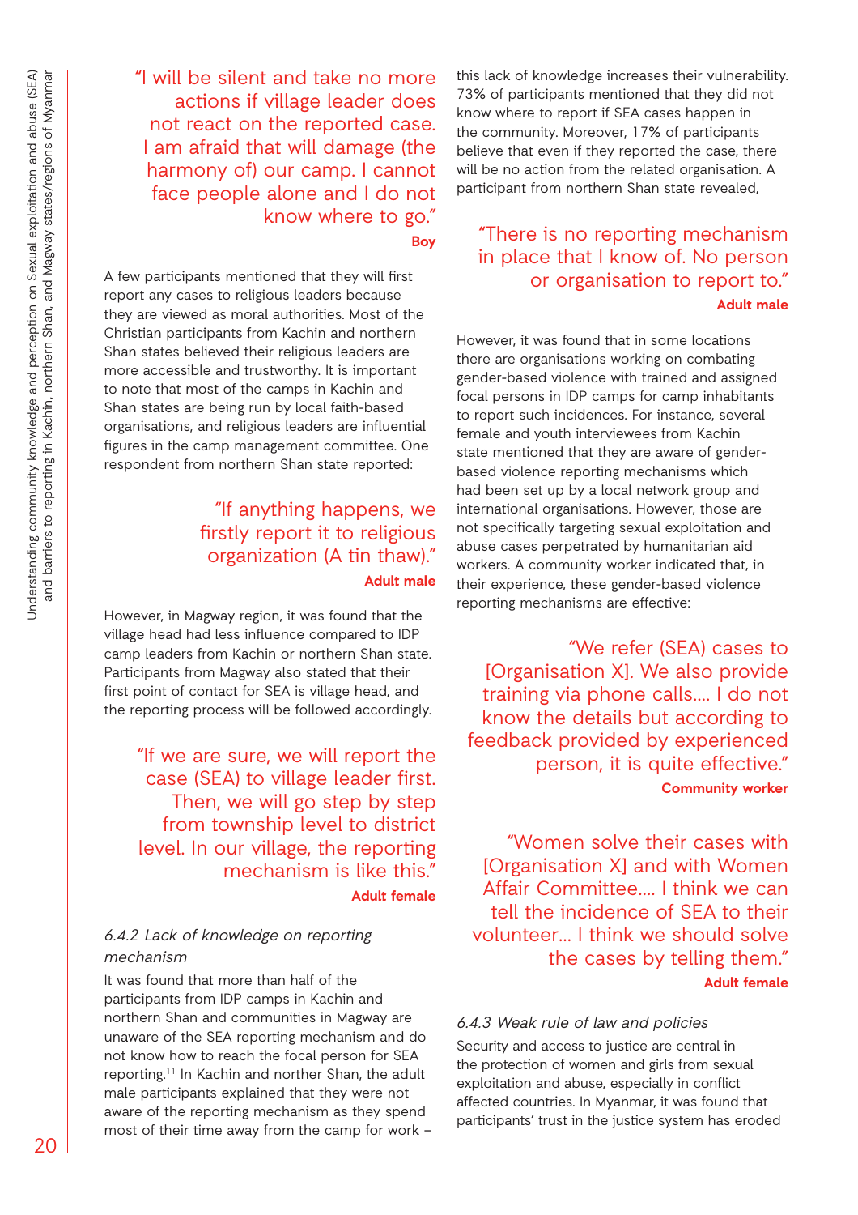> "I will be silent and take no more actions if village leader does not react on the reported case. I am afraid that will damage (the harmony of) our camp. I cannot face people alone and I do not know where to go."
>
> **Boy**

A few participants mentioned that they will first report any cases to religious leaders because they are viewed as moral authorities. Most of the Christian participants from Kachin and northern Shan states believed their religious leaders are more accessible and trustworthy. It is important to note that most of the camps in Kachin and Shan states are being run by local faith-based organisations, and religious leaders are influential figures in the camp management committee. One respondent from northern Shan state reported:

> "If anything happens, we firstly report it to religious organization (A tin thaw)."
>
> **Adult male**

However, in Magway region, it was found that the village head had less influence compared to IDP camp leaders from Kachin or northern Shan state. Participants from Magway also stated that their first point of contact for SEA is village head, and the reporting process will be followed accordingly.

> "If we are sure, we will report the case (SEA) to village leader first. Then, we will go step by step from township level to district level. In our village, the reporting mechanism is like this."
>
> **Adult female**

### *6.4.2 Lack of knowledge on reporting mechanism*

It was found that more than half of the participants from IDP camps in Kachin and northern Shan and communities in Magway are unaware of the SEA reporting mechanism and do not know how to reach the focal person for SEA reporting.[11] In Kachin and norther Shan, the adult male participants explained that they were not aware of the reporting mechanism as they spend most of their time away from the camp for work – this lack of knowledge increases their vulnerability. 73% of participants mentioned that they did not know where to report if SEA cases happen in the community. Moreover, 17% of participants believe that even if they reported the case, there will be no action from the related organisation. A participant from northern Shan state revealed,

> "There is no reporting mechanism in place that I know of. No person or organisation to report to."
>
> **Adult male**

However, it was found that in some locations there are organisations working on combating gender-based violence with trained and assigned focal persons in IDP camps for camp inhabitants to report such incidences. For instance, several female and youth interviewees from Kachin state mentioned that they are aware of gender-based violence reporting mechanisms which had been set up by a local network group and international organisations. However, those are not specifically targeting sexual exploitation and abuse cases perpetrated by humanitarian aid workers. A community worker indicated that, in their experience, these gender-based violence reporting mechanisms are effective:

> "We refer (SEA) cases to [Organisation X]. We also provide training via phone calls.... I do not know the details but according to feedback provided by experienced person, it is quite effective."
>
> **Community worker**

> "Women solve their cases with [Organisation X] and with Women Affair Committee.... I think we can tell the incidence of SEA to their volunteer... I think we should solve the cases by telling them."
>
> **Adult female**

### *6.4.3 Weak rule of law and policies*

Security and access to justice are central in the protection of women and girls from sexual exploitation and abuse, especially in conflict affected countries. In Myanmar, it was found that participants' trust in the justice system has eroded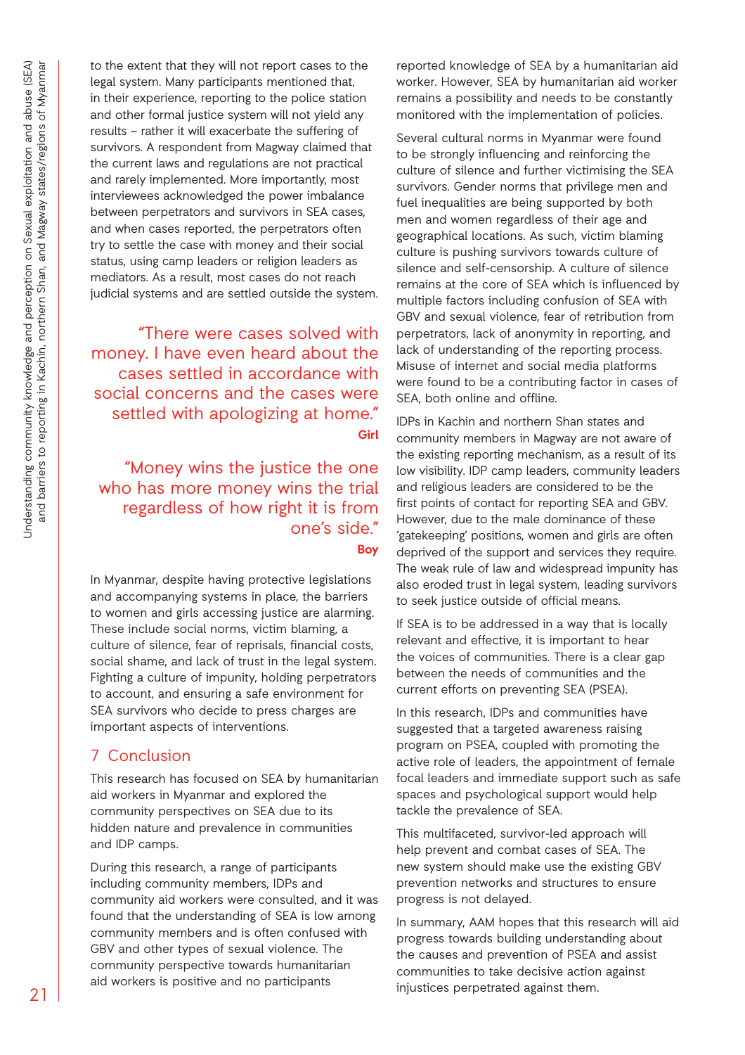to the extent that they will not report cases to the legal system. Many participants mentioned that, in their experience, reporting to the police station and other formal justice system will not yield any results – rather it will exacerbate the suffering of survivors. A respondent from Magway claimed that the current laws and regulations are not practical and rarely implemented. More importantly, most interviewees acknowledged the power imbalance between perpetrators and survivors in SEA cases, and when cases reported, the perpetrators often try to settle the case with money and their social status, using camp leaders or religion leaders as mediators. As a result, most cases do not reach judicial systems and are settled outside the system.

> "There were cases solved with money. I have even heard about the cases settled in accordance with social concerns and the cases were settled with apologizing at home."
>
> **Girl**

> "Money wins the justice the one who has more money wins the trial regardless of how right it is from one's side."
>
> **Boy**

In Myanmar, despite having protective legislations and accompanying systems in place, the barriers to women and girls accessing justice are alarming. These include social norms, victim blaming, a culture of silence, fear of reprisals, financial costs, social shame, and lack of trust in the legal system. Fighting a culture of impunity, holding perpetrators to account, and ensuring a safe environment for SEA survivors who decide to press charges are important aspects of interventions.

## 7 Conclusion

This research has focused on SEA by humanitarian aid workers in Myanmar and explored the community perspectives on SEA due to its hidden nature and prevalence in communities and IDP camps.

During this research, a range of participants including community members, IDPs and community aid workers were consulted, and it was found that the understanding of SEA is low among community members and is often confused with GBV and other types of sexual violence. The community perspective towards humanitarian aid workers is positive and no participants reported knowledge of SEA by a humanitarian aid worker. However, SEA by humanitarian aid worker remains a possibility and needs to be constantly monitored with the implementation of policies.

Several cultural norms in Myanmar were found to be strongly influencing and reinforcing the culture of silence and further victimising the SEA survivors. Gender norms that privilege men and fuel inequalities are being supported by both men and women regardless of their age and geographical locations. As such, victim blaming culture is pushing survivors towards culture of silence and self-censorship. A culture of silence remains at the core of SEA which is influenced by multiple factors including confusion of SEA with GBV and sexual violence, fear of retribution from perpetrators, lack of anonymity in reporting, and lack of understanding of the reporting process. Misuse of internet and social media platforms were found to be a contributing factor in cases of SEA, both online and offline.

IDPs in Kachin and northern Shan states and community members in Magway are not aware of the existing reporting mechanism, as a result of its low visibility. IDP camp leaders, community leaders and religious leaders are considered to be the first points of contact for reporting SEA and GBV. However, due to the male dominance of these 'gatekeeping' positions, women and girls are often deprived of the support and services they require. The weak rule of law and widespread impunity has also eroded trust in legal system, leading survivors to seek justice outside of official means.

If SEA is to be addressed in a way that is locally relevant and effective, it is important to hear the voices of communities. There is a clear gap between the needs of communities and the current efforts on preventing SEA (PSEA).

In this research, IDPs and communities have suggested that a targeted awareness raising program on PSEA, coupled with promoting the active role of leaders, the appointment of female focal leaders and immediate support such as safe spaces and psychological support would help tackle the prevalence of SEA.

This multifaceted, survivor-led approach will help prevent and combat cases of SEA. The new system should make use the existing GBV prevention networks and structures to ensure progress is not delayed.

In summary, AAM hopes that this research will aid progress towards building understanding about the causes and prevention of PSEA and assist communities to take decisive action against injustices perpetrated against them.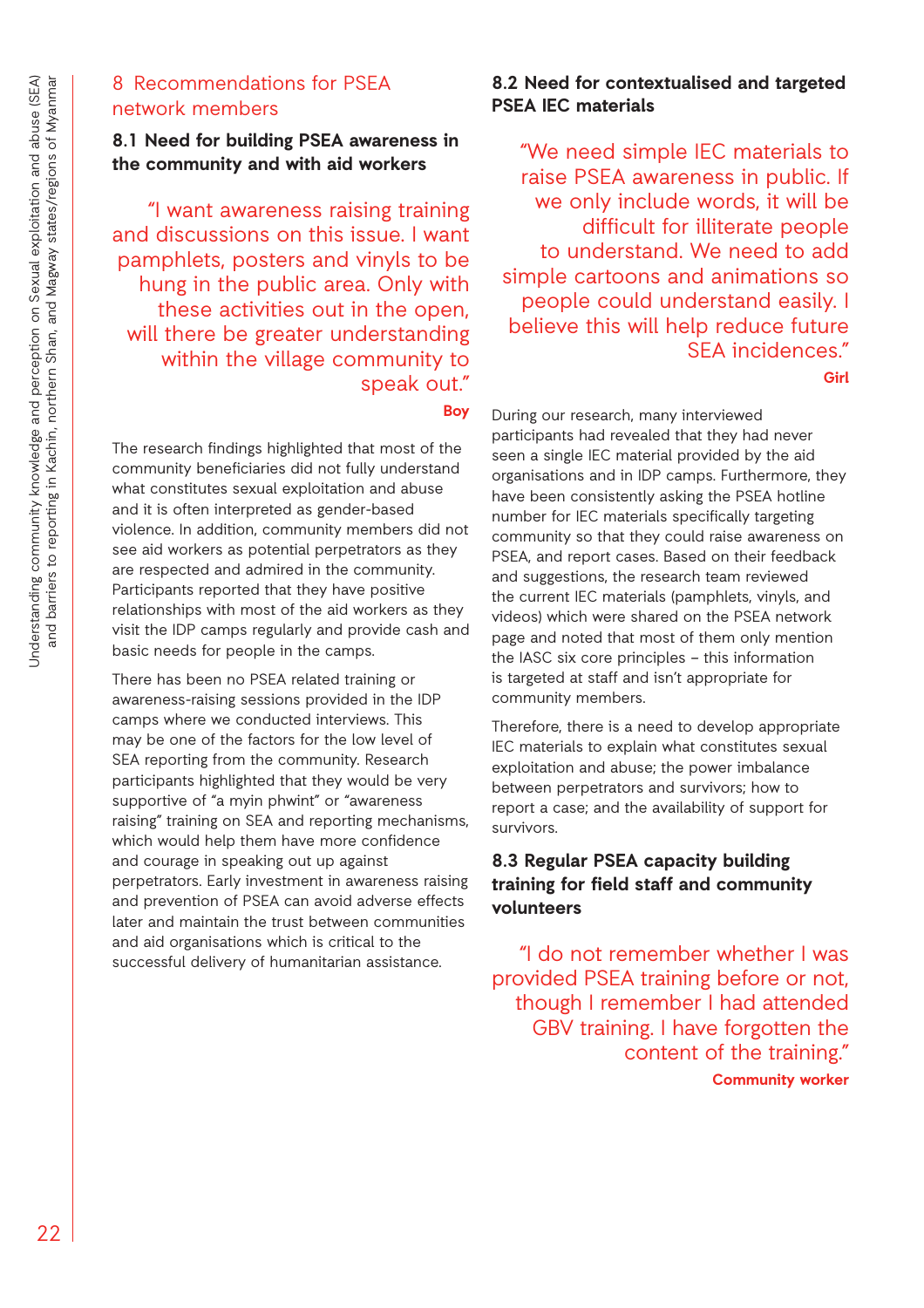# 8 Recommendations for PSEA network members

## 8.1 Need for building PSEA awareness in the community and with aid workers

> "I want awareness raising training and discussions on this issue. I want pamphlets, posters and vinyls to be hung in the public area. Only with these activities out in the open, will there be greater understanding within the village community to speak out."
>
> **Boy**

The research findings highlighted that most of the community beneficiaries did not fully understand what constitutes sexual exploitation and abuse and it is often interpreted as gender-based violence. In addition, community members did not see aid workers as potential perpetrators as they are respected and admired in the community. Participants reported that they have positive relationships with most of the aid workers as they visit the IDP camps regularly and provide cash and basic needs for people in the camps.

There has been no PSEA related training or awareness-raising sessions provided in the IDP camps where we conducted interviews. This may be one of the factors for the low level of SEA reporting from the community. Research participants highlighted that they would be very supportive of "a myin phwint" or "awareness raising" training on SEA and reporting mechanisms, which would help them have more confidence and courage in speaking out up against perpetrators. Early investment in awareness raising and prevention of PSEA can avoid adverse effects later and maintain the trust between communities and aid organisations which is critical to the successful delivery of humanitarian assistance.

## 8.2 Need for contextualised and targeted PSEA IEC materials

> "We need simple IEC materials to raise PSEA awareness in public. If we only include words, it will be difficult for illiterate people to understand. We need to add simple cartoons and animations so people could understand easily. I believe this will help reduce future SEA incidences."
>
> **Girl**

During our research, many interviewed participants had revealed that they had never seen a single IEC material provided by the aid organisations and in IDP camps. Furthermore, they have been consistently asking the PSEA hotline number for IEC materials specifically targeting community so that they could raise awareness on PSEA, and report cases. Based on their feedback and suggestions, the research team reviewed the current IEC materials (pamphlets, vinyls, and videos) which were shared on the PSEA network page and noted that most of them only mention the IASC six core principles – this information is targeted at staff and isn't appropriate for community members.

Therefore, there is a need to develop appropriate IEC materials to explain what constitutes sexual exploitation and abuse; the power imbalance between perpetrators and survivors; how to report a case; and the availability of support for survivors.

## 8.3 Regular PSEA capacity building training for field staff and community volunteers

> "I do not remember whether I was provided PSEA training before or not, though I remember I had attended GBV training. I have forgotten the content of the training."
>
> **Community worker**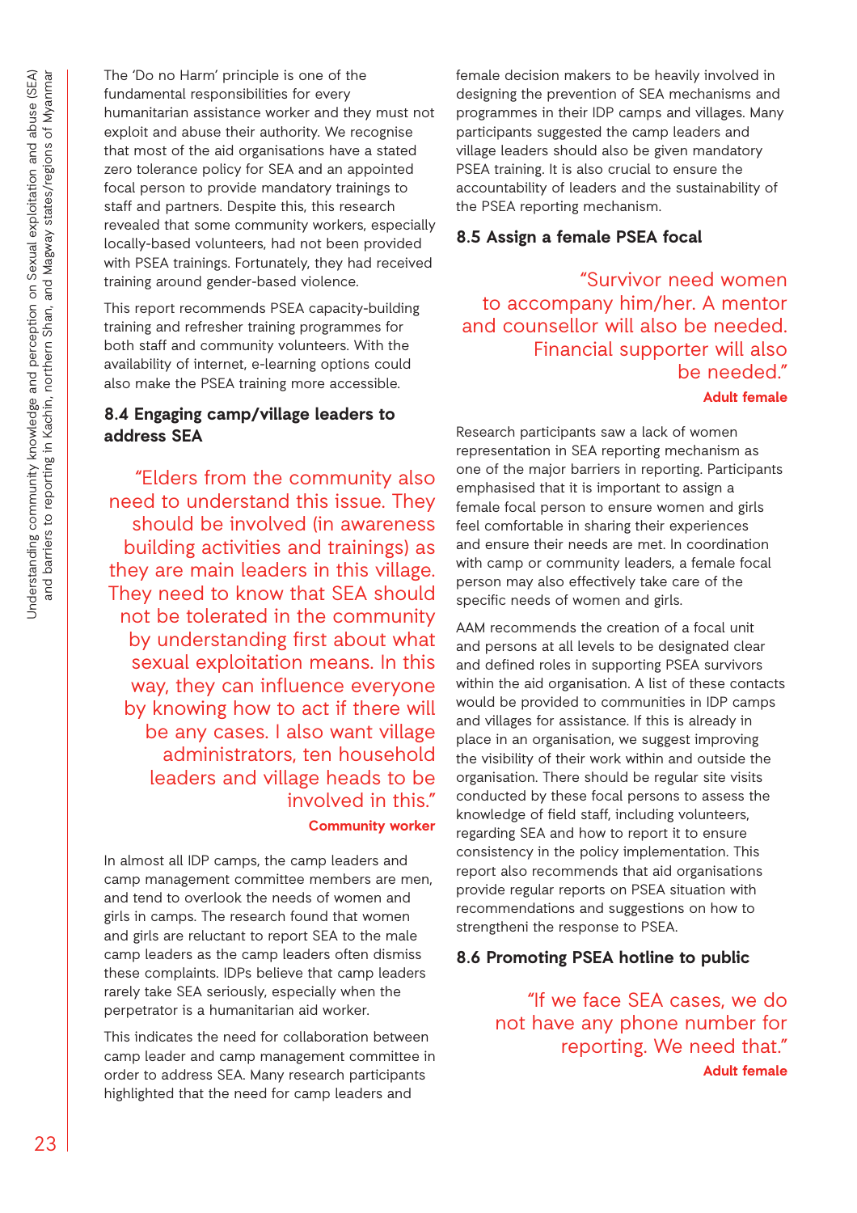The 'Do no Harm' principle is one of the fundamental responsibilities for every humanitarian assistance worker and they must not exploit and abuse their authority. We recognise that most of the aid organisations have a stated zero tolerance policy for SEA and an appointed focal person to provide mandatory trainings to staff and partners. Despite this, this research revealed that some community workers, especially locally-based volunteers, had not been provided with PSEA trainings. Fortunately, they had received training around gender-based violence.

This report recommends PSEA capacity-building training and refresher training programmes for both staff and community volunteers. With the availability of internet, e-learning options could also make the PSEA training more accessible.

### 8.4 Engaging camp/village leaders to address SEA

> "Elders from the community also need to understand this issue. They should be involved (in awareness building activities and trainings) as they are main leaders in this village. They need to know that SEA should not be tolerated in the community by understanding first about what sexual exploitation means. In this way, they can influence everyone by knowing how to act if there will be any cases. I also want village administrators, ten household leaders and village heads to be involved in this."
>
> **Community worker**

In almost all IDP camps, the camp leaders and camp management committee members are men, and tend to overlook the needs of women and girls in camps. The research found that women and girls are reluctant to report SEA to the male camp leaders as the camp leaders often dismiss these complaints. IDPs believe that camp leaders rarely take SEA seriously, especially when the perpetrator is a humanitarian aid worker.

This indicates the need for collaboration between camp leader and camp management committee in order to address SEA. Many research participants highlighted that the need for camp leaders and female decision makers to be heavily involved in designing the prevention of SEA mechanisms and programmes in their IDP camps and villages. Many participants suggested the camp leaders and village leaders should also be given mandatory PSEA training. It is also crucial to ensure the accountability of leaders and the sustainability of the PSEA reporting mechanism.

### 8.5 Assign a female PSEA focal

> "Survivor need women to accompany him/her. A mentor and counsellor will also be needed. Financial supporter will also be needed."
>
> **Adult female**

Research participants saw a lack of women representation in SEA reporting mechanism as one of the major barriers in reporting. Participants emphasised that it is important to assign a female focal person to ensure women and girls feel comfortable in sharing their experiences and ensure their needs are met. In coordination with camp or community leaders, a female focal person may also effectively take care of the specific needs of women and girls.

AAM recommends the creation of a focal unit and persons at all levels to be designated clear and defined roles in supporting PSEA survivors within the aid organisation. A list of these contacts would be provided to communities in IDP camps and villages for assistance. If this is already in place in an organisation, we suggest improving the visibility of their work within and outside the organisation. There should be regular site visits conducted by these focal persons to assess the knowledge of field staff, including volunteers, regarding SEA and how to report it to ensure consistency in the policy implementation. This report also recommends that aid organisations provide regular reports on PSEA situation with recommendations and suggestions on how to strengtheni the response to PSEA.

### 8.6 Promoting PSEA hotline to public

> "If we face SEA cases, we do not have any phone number for reporting. We need that."
>
> **Adult female**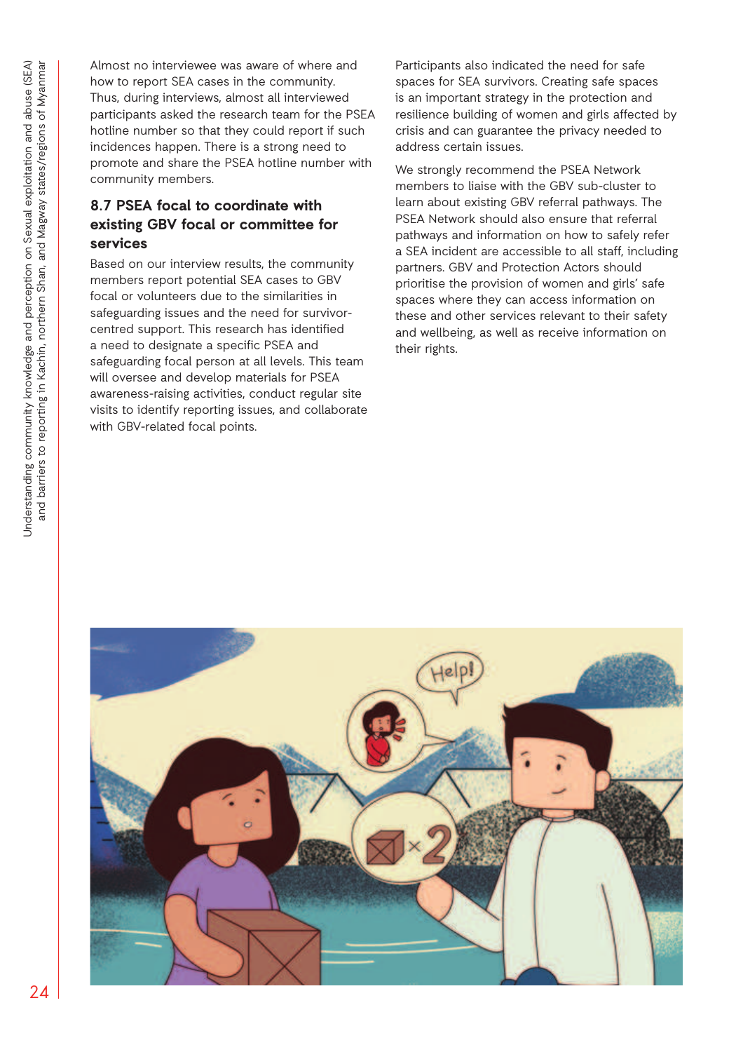Almost no interviewee was aware of where and how to report SEA cases in the community. Thus, during interviews, almost all interviewed participants asked the research team for the PSEA hotline number so that they could report if such incidences happen. There is a strong need to promote and share the PSEA hotline number with community members.

### 8.7 PSEA focal to coordinate with existing GBV focal or committee for services

Based on our interview results, the community members report potential SEA cases to GBV focal or volunteers due to the similarities in safeguarding issues and the need for survivor-centred support. This research has identified a need to designate a specific PSEA and safeguarding focal person at all levels. This team will oversee and develop materials for PSEA awareness-raising activities, conduct regular site visits to identify reporting issues, and collaborate with GBV-related focal points.

Participants also indicated the need for safe spaces for SEA survivors. Creating safe spaces is an important strategy in the protection and resilience building of women and girls affected by crisis and can guarantee the privacy needed to address certain issues.

We strongly recommend the PSEA Network members to liaise with the GBV sub-cluster to learn about existing GBV referral pathways. The PSEA Network should also ensure that referral pathways and information on how to safely refer a SEA incident are accessible to all staff, including partners. GBV and Protection Actors should prioritise the provision of women and girls' safe spaces where they can access information on these and other services relevant to their safety and wellbeing, as well as receive information on their rights.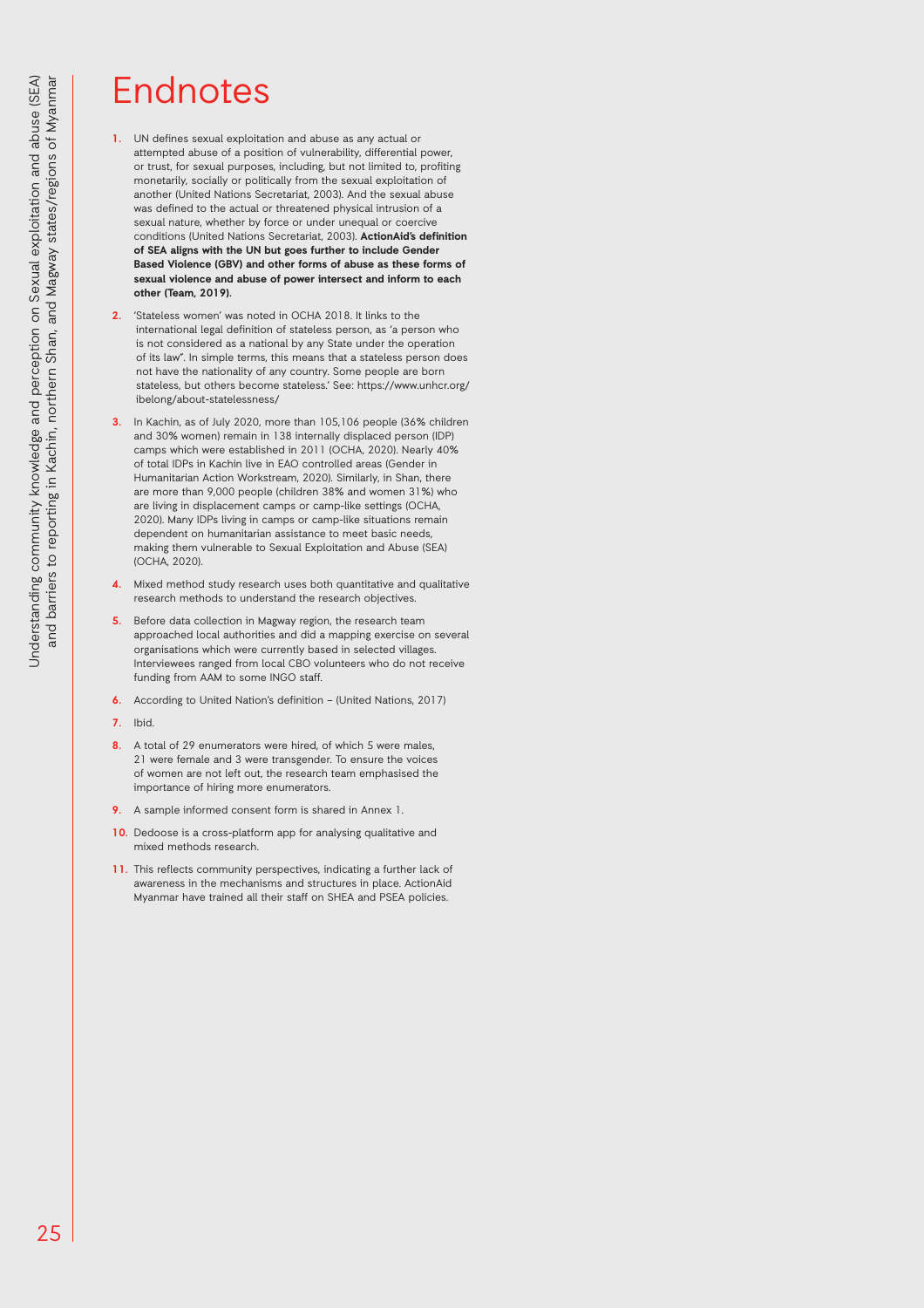# Endnotes

1. UN defines sexual exploitation and abuse as any actual or attempted abuse of a position of vulnerability, differential power, or trust, for sexual purposes, including, but not limited to, profiting monetarily, socially or politically from the sexual exploitation of another (United Nations Secretariat, 2003). And the sexual abuse was defined to the actual or threatened physical intrusion of a sexual nature, whether by force or under unequal or coercive conditions (United Nations Secretariat, 2003). **ActionAid's definition of SEA aligns with the UN but goes further to include Gender Based Violence (GBV) and other forms of abuse as these forms of sexual violence and abuse of power intersect and inform to each other (Team, 2019).**

2. 'Stateless women' was noted in OCHA 2018. It links to the international legal definition of stateless person, as 'a person who is not considered as a national by any State under the operation of its law". In simple terms, this means that a stateless person does not have the nationality of any country. Some people are born stateless, but others become stateless.' See: https://www.unhcr.org/ibelong/about-statelessness/

3. In Kachin, as of July 2020, more than 105,106 people (36% children and 30% women) remain in 138 internally displaced person (IDP) camps which were established in 2011 (OCHA, 2020). Nearly 40% of total IDPs in Kachin live in EAO controlled areas (Gender in Humanitarian Action Workstream, 2020). Similarly, in Shan, there are more than 9,000 people (children 38% and women 31%) who are living in displacement camps or camp-like settings (OCHA, 2020). Many IDPs living in camps or camp-like situations remain dependent on humanitarian assistance to meet basic needs, making them vulnerable to Sexual Exploitation and Abuse (SEA) (OCHA, 2020).

4. Mixed method study research uses both quantitative and qualitative research methods to understand the research objectives.

5. Before data collection in Magway region, the research team approached local authorities and did a mapping exercise on several organisations which were currently based in selected villages. Interviewees ranged from local CBO volunteers who do not receive funding from AAM to some INGO staff.

6. According to United Nation's definition – (United Nations, 2017)

7. Ibid.

8. A total of 29 enumerators were hired, of which 5 were males, 21 were female and 3 were transgender. To ensure the voices of women are not left out, the research team emphasised the importance of hiring more enumerators.

9. A sample informed consent form is shared in Annex 1.

10. Dedoose is a cross-platform app for analysing qualitative and mixed methods research.

11. This reflects community perspectives, indicating a further lack of awareness in the mechanisms and structures in place. ActionAid Myanmar have trained all their staff on SHEA and PSEA policies.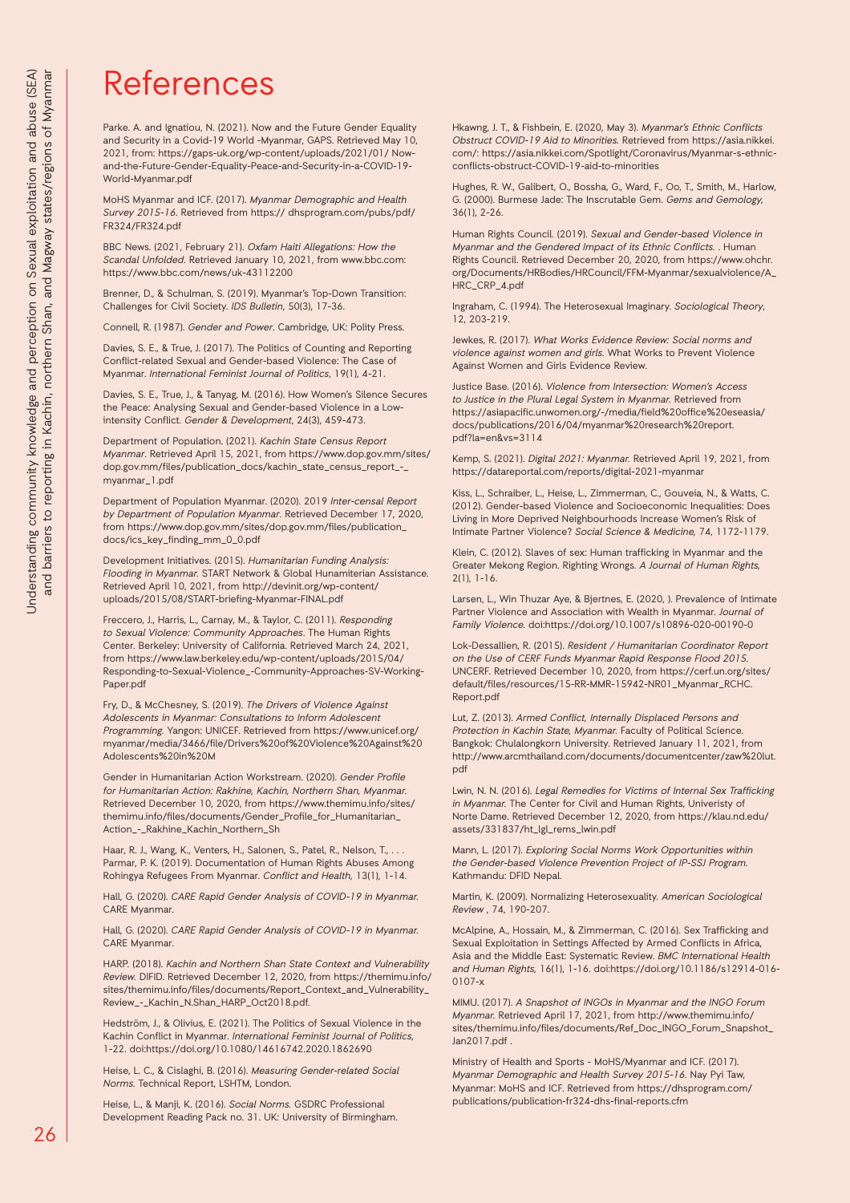# References

Parke. A. and Ignatiou, N. (2021). Now and the Future Gender Equality and Security in a Covid-19 World -Myanmar, GAPS. Retrieved May 10, 2021, from: https://gaps-uk.org/wp-content/uploads/2021/01/ Now-and-the-Future-Gender-Equality-Peace-and-Security-in-a-COVID-19-World-Myanmar.pdf

MoHS Myanmar and ICF. (2017). *Myanmar Demographic and Health Survey 2015-16*. Retrieved from https:// dhsprogram.com/pubs/pdf/ FR324/FR324.pdf

BBC News. (2021, February 21). *Oxfam Haiti Allegations: How the Scandal Unfolded*. Retrieved January 10, 2021, from www.bbc.com: https://www.bbc.com/news/uk-43112200

Brenner, D., & Schulman, S. (2019). Myanmar's Top-Down Transition: Challenges for Civil Society. *IDS Bulletin*, 50(3), 17-36.

Connell, R. (1987). *Gender and Power*. Cambridge, UK: Polity Press.

Davies, S. E., & True, J. (2017). The Politics of Counting and Reporting Conflict-related Sexual and Gender-based Violence: The Case of Myanmar. *International Feminist Journal of Politics*, 19(1), 4-21.

Davies, S. E., True, J., & Tanyag, M. (2016). How Women's Silence Secures the Peace: Analysing Sexual and Gender-based Violence in a Low-intensity Conflict. *Gender & Development*, 24(3), 459-473.

Department of Population. (2021). *Kachin State Census Report Myanmar*. Retrieved April 15, 2021, from https://www.dop.gov.mm/sites/ dop.gov.mm/files/publication_docs/kachin_state_census_report_-_ myanmar_1.pdf

Department of Population Myanmar. (2020). 2019 *Inter-censal Report by Department of Population Myanmar*. Retrieved December 17, 2020, from https://www.dop.gov.mm/sites/dop.gov.mm/files/publication_ docs/ics_key_finding_mm_0_0.pdf

Development Initiatives. (2015). *Humanitarian Funding Analysis: Flooding in Myanmar*. START Network & Global Hunamiterian Assistance. Retrieved April 10, 2021, from http://devinit.org/wp-content/ uploads/2015/08/START-briefing-Myanmar-FINAL.pdf

Freccero, J., Harris, L., Carnay, M., & Taylor, C. (2011). *Responding to Sexual Violence: Community Approaches*. The Human Rights Center. Berkeley: University of California. Retrieved March 24, 2021, from https://www.law.berkeley.edu/wp-content/uploads/2015/04/ Responding-to-Sexual-Violence_-Community-Approaches-SV-Working-Paper.pdf

Fry, D., & McChesney, S. (2019). *The Drivers of Violence Against Adolescents in Myanmar: Consultations to Inform Adolescent Programming*. Yangon: UNICEF. Retrieved from https://www.unicef.org/ myanmar/media/3466/file/Drivers%20of%20Violence%20Against%20 Adolescents%20in%20M

Gender in Humanitarian Action Workstream. (2020). *Gender Profile for Humanitarian Action: Rakhine, Kachin, Northern Shan, Myanmar*. Retrieved December 10, 2020, from https://www.themimu.info/sites/ themimu.info/files/documents/Gender_Profile_for_Humanitarian_ Action_-_Rakhine_Kachin_Northern_Sh

Haar, R. J., Wang, K., Venters, H., Salonen, S., Patel, R., Nelson, T., . . . Parmar, P. K. (2019). Documentation of Human Rights Abuses Among Rohingya Refugees From Myanmar. *Conflict and Health*, 13(1), 1-14.

Hall, G. (2020). *CARE Rapid Gender Analysis of COVID-19 in Myanmar*. CARE Myanmar.

Hall, G. (2020). *CARE Rapid Gender Analysis of COVID-19 in Myanmar*. CARE Myanmar.

HARP. (2018). *Kachin and Northern Shan State Context and Vulnerability Review*. DIFID. Retrieved December 12, 2020, from https://themimu.info/ sites/themimu.info/files/documents/Report_Context_and_Vulnerability_ Review_-_Kachin_N.Shan_HARP_Oct2018.pdf.

Hedström, J., & Olivius, E. (2021). The Politics of Sexual Violence in the Kachin Conflict in Myanmar. *International Feminist Journal of Politics*, 1-22. doi:https://doi.org/10.1080/14616742.2020.1862690

Heise, L. C., & Cislaghi, B. (2016). *Measuring Gender-related Social Norms*. Technical Report, LSHTM, London.

Heise, L., & Manji, K. (2016). *Social Norms*. GSDRC Professional Development Reading Pack no. 31. UK: University of Birmingham.

Hkawng, J. T., & Fishbein, E. (2020, May 3). *Myanmar's Ethnic Conflicts Obstruct COVID-19 Aid to Minorities*. Retrieved from https://asia.nikkei. com/: https://asia.nikkei.com/Spotlight/Coronavirus/Myanmar-s-ethnic-conflicts-obstruct-COVID-19-aid-to-minorities

Hughes, R. W., Galibert, O., Bossha, G., Ward, F., Oo, T., Smith, M., Harlow, G. (2000). Burmese Jade: The Inscrutable Gem. *Gems and Gemology*, 36(1), 2-26.

Human Rights Council. (2019). *Sexual and Gender-based Violence in Myanmar and the Gendered Impact of its Ethnic Conflicts*. . Human Rights Council. Retrieved December 20, 2020, from https://www.ohchr. org/Documents/HRBodies/HRCouncil/FFM-Myanmar/sexualviolence/A_ HRC_CRP_4.pdf

Ingraham, C. (1994). The Heterosexual Imaginary. *Sociological Theory*, 12, 203-219.

Jewkes, R. (2017). *What Works Evidence Review: Social norms and violence against women and girls*. What Works to Prevent Violence Against Women and Girls Evidence Review.

Justice Base. (2016). *Violence from Intersection: Women's Access to Justice in the Plural Legal System in Myanmar*. Retrieved from https://asiapacific.unwomen.org/-/media/field%20office%20eseasia/ docs/publications/2016/04/myanmar%20research%20report. pdf?la=en&vs=3114

Kemp, S. (2021). *Digital 2021: Myanmar*. Retrieved April 19, 2021, from https://datareportal.com/reports/digital-2021-myanmar

Kiss, L., Schraiber, L., Heise, L., Zimmerman, C., Gouveia, N., & Watts, C. (2012). Gender-based Violence and Socioeconomic Inequalities: Does Living in More Deprived Neighbourhoods Increase Women's Risk of Intimate Partner Violence? *Social Science & Medicine*, 74, 1172-1179.

Klein, C. (2012). Slaves of sex: Human trafficking in Myanmar and the Greater Mekong Region. Righting Wrongs. *A Journal of Human Rights*, 2(1), 1-16.

Larsen, L., Win Thuzar Aye, & Bjertnes, E. (2020, ). Prevalence of Intimate Partner Violence and Association with Wealth in Myanmar. *Journal of Family Violence*. doi:https://doi.org/10.1007/s10896-020-00190-0

Lok-Dessallien, R. (2015). *Resident / Humanitarian Coordinator Report on the Use of CERF Funds Myanmar Rapid Response Flood 2015*. UNCERF. Retrieved December 10, 2020, from https://cerf.un.org/sites/ default/files/resources/15-RR-MMR-15942-NR01_Myanmar_RCHC. Report.pdf

Lut, Z. (2013). *Armed Conflict, Internally Displaced Persons and Protection in Kachin State, Myanmar*. Faculty of Political Science. Bangkok: Chulalongkorn University. Retrieved January 11, 2021, from http://www.arcmthailand.com/documents/documentcenter/zaw%20lut. pdf

Lwin, N. N. (2016). *Legal Remedies for Victims of Internal Sex Trafficking in Myanmar*. The Center for Civil and Human Rights, Univeristy of Norte Dame. Retrieved December 12, 2020, from https://klau.nd.edu/ assets/331837/ht_lgl_rems_lwin.pdf

Mann, L. (2017). *Exploring Social Norms Work Opportunities within the Gender-based Violence Prevention Project of IP-SSJ Program*. Kathmandu: DFID Nepal.

Martin, K. (2009). Normalizing Heterosexuality. *American Sociological Review* , 74, 190-207.

McAlpine, A., Hossain, M., & Zimmerman, C. (2016). Sex Trafficking and Sexual Exploitation in Settings Affected by Armed Conflicts in Africa, Asia and the Middle East: Systematic Review. *BMC International Health and Human Rights*, 16(1), 1-16. doi:https://doi.org/10.1186/s12914-016-0107-x

MIMU. (2017). *A Snapshot of INGOs in Myanmar and the INGO Forum Myanmar*. Retrieved April 17, 2021, from http://www.themimu.info/ sites/themimu.info/files/documents/Ref_Doc_INGO_Forum_Snapshot_ Jan2017.pdf .

Ministry of Health and Sports - MoHS/Myanmar and ICF. (2017). *Myanmar Demographic and Health Survey 2015-16*. Nay Pyi Taw, Myanmar: MoHS and ICF. Retrieved from https://dhsprogram.com/ publications/publication-fr324-dhs-final-reports.cfm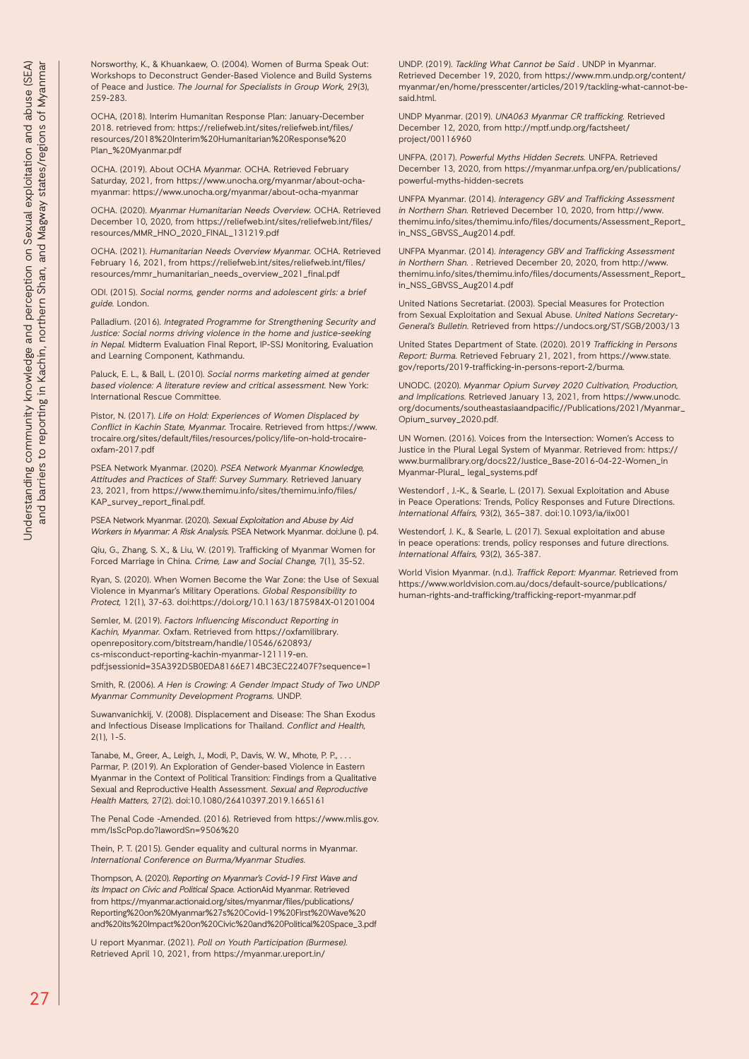Norsworthy, K., & Khuankaew, O. (2004). Women of Burma Speak Out: Workshops to Deconstruct Gender-Based Violence and Build Systems of Peace and Justice. *The Journal for Specialists in Group Work,* 29(3), 259-283.

OCHA, (2018). Interim Humanitan Response Plan: January-December 2018. retrieved from: https://reliefweb.int/sites/reliefweb.int/files/resources/2018%20Interim%20Humanitarian%20Response%20Plan_%20Myanmar.pdf

OCHA. (2019). About OCHA *Myanmar.* OCHA. Retrieved February Saturday, 2021, from https://www.unocha.org/myanmar/about-ocha-myanmar: https://www.unocha.org/myanmar/about-ocha-myanmar

OCHA. (2020). *Myanmar Humanitarian Needs Overview.* OCHA. Retrieved December 10, 2020, from https://reliefweb.int/sites/reliefweb.int/files/resources/MMR_HNO_2020_FINAL_131219.pdf

OCHA. (2021). *Humanitarian Needs Overview Myanmar.* OCHA. Retrieved February 16, 2021, from https://reliefweb.int/sites/reliefweb.int/files/resources/mmr_humanitarian_needs_overview_2021_final.pdf

ODI. (2015). *Social norms, gender norms and adolescent girls: a brief guide.* London.

Palladium. (2016). *Integrated Programme for Strengthening Security and Justice: Social norms driving violence in the home and justice-seeking in Nepal.* Midterm Evaluation Final Report, IP-SSJ Monitoring, Evaluation and Learning Component, Kathmandu.

Paluck, E. L., & Ball, L. (2010). *Social norms marketing aimed at gender based violence: A literature review and critical assessment.* New York: International Rescue Committee.

Pistor, N. (2017). *Life on Hold: Experiences of Women Displaced by Conflict in Kachin State, Myanmar.* Trocaire. Retrieved from https://www.trocaire.org/sites/default/files/resources/policy/life-on-hold-trocaire-oxfam-2017.pdf

PSEA Network Myanmar. (2020). *PSEA Network Myanmar Knowledge, Attitudes and Practices of Staff: Survey Summary.* Retrieved January 23, 2021, from https://www.themimu.info/sites/themimu.info/files/KAP_survey_report_final.pdf.

PSEA Network Myanmar. (2020). *Sexual Exploitation and Abuse by Aid Workers in Myanmar: A Risk Analysis.* PSEA Network Myanmar. doi:June (). p4.

Qiu, G., Zhang, S. X., & Liu, W. (2019). Trafficking of Myanmar Women for Forced Marriage in China. *Crime, Law and Social Change,* 7(1), 35-52.

Ryan, S. (2020). When Women Become the War Zone: the Use of Sexual Violence in Myanmar's Military Operations. *Global Responsibility to Protect,* 12(1), 37-63. doi:https://doi.org/10.1163/1875984X-01201004

Semler, M. (2019). *Factors Influencing Misconduct Reporting in Kachin, Myanmar.* Oxfam. Retrieved from https://oxfamilibrary.openrepository.com/bitstream/handle/10546/620893/cs-misconduct-reporting-kachin-myanmar-121119-en.pdf;jsessionid=35A392D5B0EDA8166E714BC3EC22407F?sequence=1

Smith, R. (2006). *A Hen is Crowing: A Gender Impact Study of Two UNDP Myanmar Community Development Programs.* UNDP.

Suwanvanichkij, V. (2008). Displacement and Disease: The Shan Exodus and Infectious Disease Implications for Thailand. *Conflict and Health,* 2(1), 1-5.

Tanabe, M., Greer, A., Leigh, J., Modi, P., Davis, W. W., Mhote, P. P., . . . Parmar, P. (2019). An Exploration of Gender-based Violence in Eastern Myanmar in the Context of Political Transition: Findings from a Qualitative Sexual and Reproductive Health Assessment. *Sexual and Reproductive Health Matters,* 27(2). doi:10.1080/26410397.2019.1665161

The Penal Code -Amended. (2016). Retrieved from https://www.mlis.gov.mm/lsScPop.do?lawordSn=9506%20

Thein, P. T. (2015). Gender equality and cultural norms in Myanmar. *International Conference on Burma/Myanmar Studies.*

Thompson, A. (2020). *Reporting on Myanmar's Covid-19 First Wave and its Impact on Civic and Political Space.* ActionAid Myanmar. Retrieved from https://myanmar.actionaid.org/sites/myanmar/files/publications/Reporting%20on%20Myanmar%27s%20Covid-19%20First%20Wave%20and%20its%20Impact%20on%20Civic%20and%20Political%20Space_3.pdf

U report Myanmar. (2021). *Poll on Youth Participation (Burmese).* Retrieved April 10, 2021, from https://myanmar.ureport.in/

UNDP. (2019). *Tackling What Cannot be Said .* UNDP in Myanmar. Retrieved December 19, 2020, from https://www.mm.undp.org/content/myanmar/en/home/presscenter/articles/2019/tackling-what-cannot-be-said.html.

UNDP Myanmar. (2019). *UNA063 Myanmar CR trafficking.* Retrieved December 12, 2020, from http://mptf.undp.org/factsheet/project/00116960

UNFPA. (2017). *Powerful Myths Hidden Secrets.* UNFPA. Retrieved December 13, 2020, from https://myanmar.unfpa.org/en/publications/powerful-myths-hidden-secrets

UNFPA Myanmar. (2014). *Interagency GBV and Trafficking Assessment in Northern Shan.* Retrieved December 10, 2020, from http://www.themimu.info/sites/themimu.info/files/documents/Assessment_Report_in_NSS_GBVSS_Aug2014.pdf.

UNFPA Myanmar. (2014). *Interagency GBV and Trafficking Assessment in Northern Shan.* . Retrieved December 20, 2020, from http://www.themimu.info/sites/themimu.info/files/documents/Assessment_Report_in_NSS_GBVSS_Aug2014.pdf

United Nations Secretariat. (2003). Special Measures for Protection from Sexual Exploitation and Sexual Abuse. *United Nations Secretary-General's Bulletin.* Retrieved from https://undocs.org/ST/SGB/2003/13

United States Department of State. (2020). 2019 *Trafficking in Persons Report: Burma.* Retrieved February 21, 2021, from https://www.state.gov/reports/2019-trafficking-in-persons-report-2/burma.

UNODC. (2020). *Myanmar Opium Survey 2020 Cultivation, Production, and Implications.* Retrieved January 13, 2021, from https://www.unodc.org/documents/southeastasiaandpacific//Publications/2021/Myanmar_Opium_survey_2020.pdf.

UN Women. (2016). Voices from the Intersection: Women's Access to Justice in the Plural Legal System of Myanmar. Retrieved from: https://www.burmalibrary.org/docs22/Justice_Base-2016-04-22-Women_in Myanmar-Plural_ legal_systems.pdf

Westendorf , J.-K., & Searle, L. (2017). Sexual Exploitation and Abuse in Peace Operations: Trends, Policy Responses and Future Directions. *International Affairs,* 93(2), 365–387. doi:10.1093/ia/iix001

Westendorf, J. K., & Searle, L. (2017). Sexual exploitation and abuse in peace operations: trends, policy responses and future directions. *International Affairs,* 93(2), 365-387.

World Vision Myanmar. (n.d.). *Traffick Report: Myanmar.* Retrieved from https://www.worldvision.com.au/docs/default-source/publications/human-rights-and-trafficking/trafficking-report-myanmar.pdf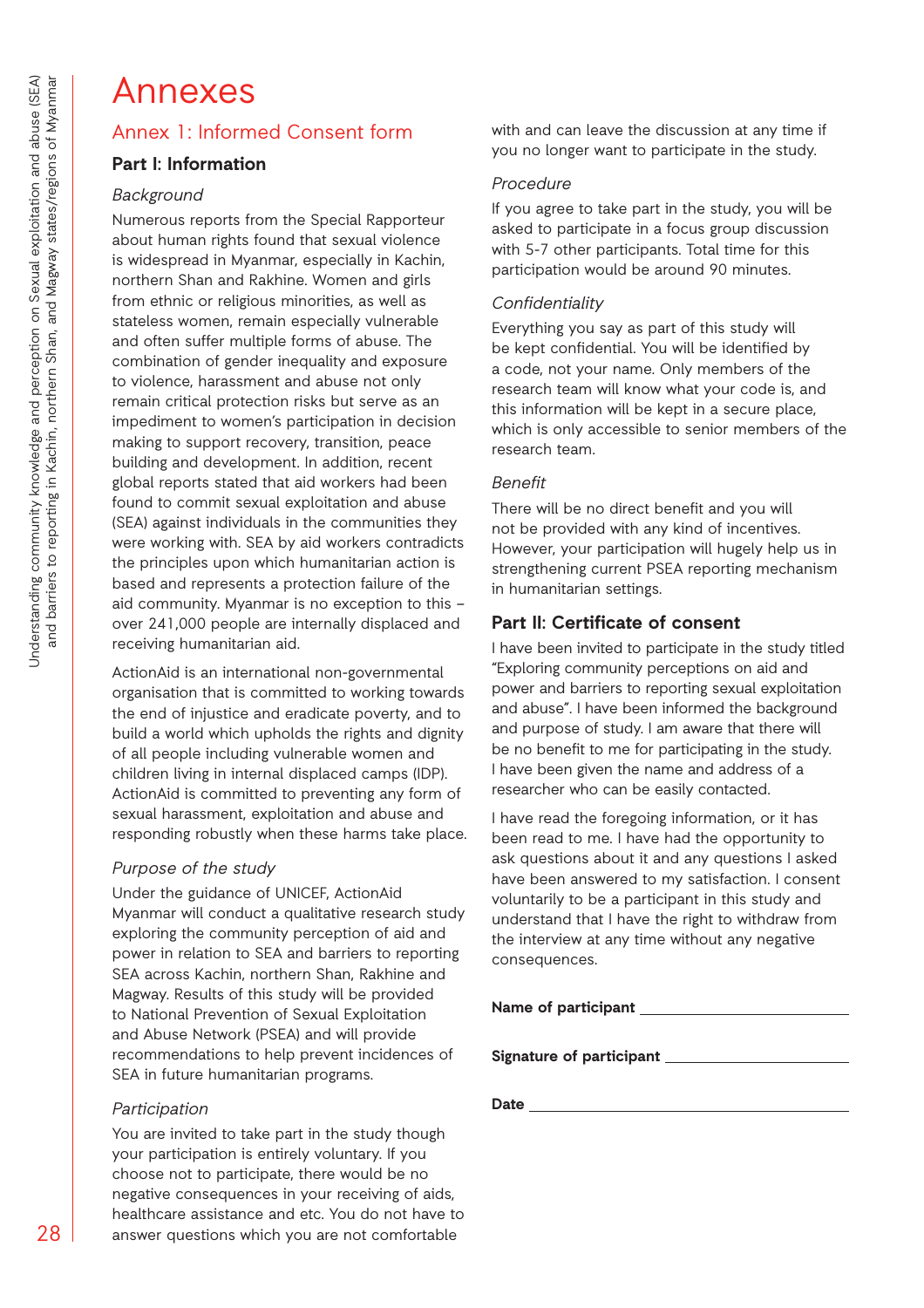# Annexes

## Annex 1: Informed Consent form

### Part I: Information

*Background*

Numerous reports from the Special Rapporteur about human rights found that sexual violence is widespread in Myanmar, especially in Kachin, northern Shan and Rakhine. Women and girls from ethnic or religious minorities, as well as stateless women, remain especially vulnerable and often suffer multiple forms of abuse. The combination of gender inequality and exposure to violence, harassment and abuse not only remain critical protection risks but serve as an impediment to women's participation in decision making to support recovery, transition, peace building and development. In addition, recent global reports stated that aid workers had been found to commit sexual exploitation and abuse (SEA) against individuals in the communities they were working with. SEA by aid workers contradicts the principles upon which humanitarian action is based and represents a protection failure of the aid community. Myanmar is no exception to this – over 241,000 people are internally displaced and receiving humanitarian aid.

ActionAid is an international non-governmental organisation that is committed to working towards the end of injustice and eradicate poverty, and to build a world which upholds the rights and dignity of all people including vulnerable women and children living in internal displaced camps (IDP). ActionAid is committed to preventing any form of sexual harassment, exploitation and abuse and responding robustly when these harms take place.

*Purpose of the study*

Under the guidance of UNICEF, ActionAid Myanmar will conduct a qualitative research study exploring the community perception of aid and power in relation to SEA and barriers to reporting SEA across Kachin, northern Shan, Rakhine and Magway. Results of this study will be provided to National Prevention of Sexual Exploitation and Abuse Network (PSEA) and will provide recommendations to help prevent incidences of SEA in future humanitarian programs.

*Participation*

You are invited to take part in the study though your participation is entirely voluntary. If you choose not to participate, there would be no negative consequences in your receiving of aids, healthcare assistance and etc. You do not have to answer questions which you are not comfortable with and can leave the discussion at any time if you no longer want to participate in the study.

*Procedure*

If you agree to take part in the study, you will be asked to participate in a focus group discussion with 5-7 other participants. Total time for this participation would be around 90 minutes.

*Confidentiality*

Everything you say as part of this study will be kept confidential. You will be identified by a code, not your name. Only members of the research team will know what your code is, and this information will be kept in a secure place, which is only accessible to senior members of the research team.

*Benefit*

There will be no direct benefit and you will not be provided with any kind of incentives. However, your participation will hugely help us in strengthening current PSEA reporting mechanism in humanitarian settings.

### Part II: Certificate of consent

I have been invited to participate in the study titled "Exploring community perceptions on aid and power and barriers to reporting sexual exploitation and abuse". I have been informed the background and purpose of study. I am aware that there will be no benefit to me for participating in the study. I have been given the name and address of a researcher who can be easily contacted.

I have read the foregoing information, or it has been read to me. I have had the opportunity to ask questions about it and any questions I asked have been answered to my satisfaction. I consent voluntarily to be a participant in this study and understand that I have the right to withdraw from the interview at any time without any negative consequences.

**Name of participant** ______________________

**Signature of participant** ______________________

**Date** ______________________